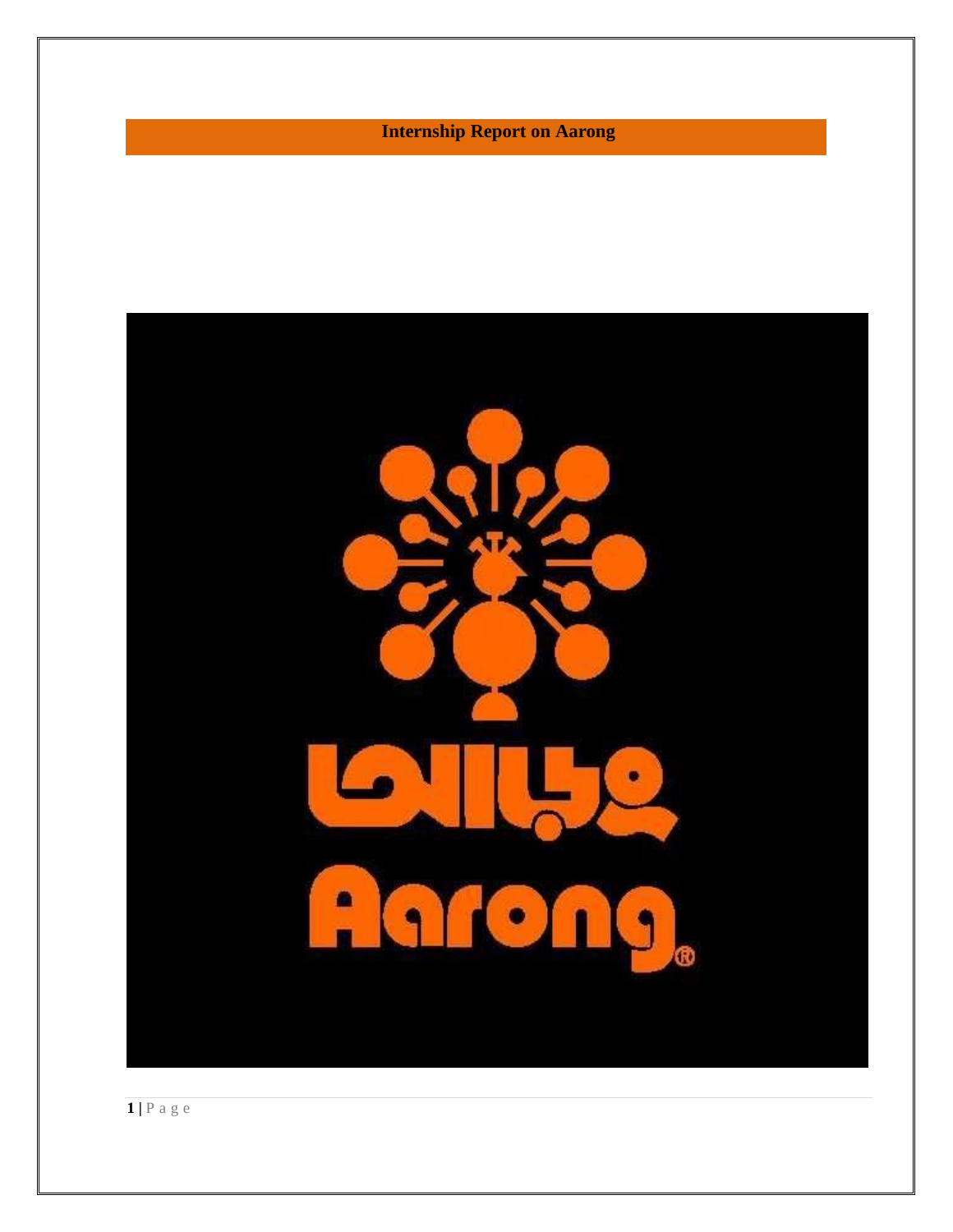# Internship Report on Aarong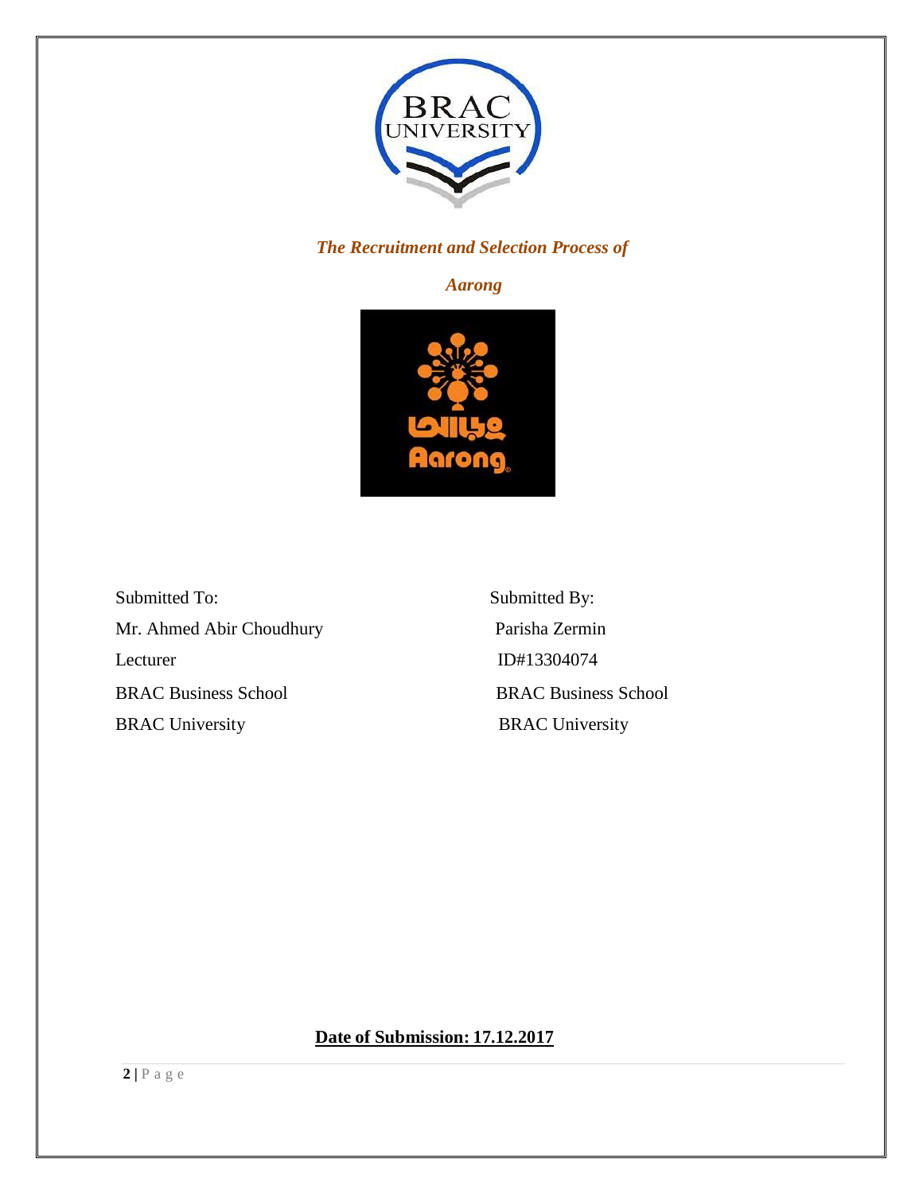*The Recruitment and Selection Process of*

*Aarong*

Submitted To:

Mr. Ahmed Abir Choudhury

Lecturer

BRAC Business School

BRAC University

Submitted By:

Parisha Zermin

ID#13304074

BRAC Business School

BRAC University

**Date of Submission: 17.12.2017**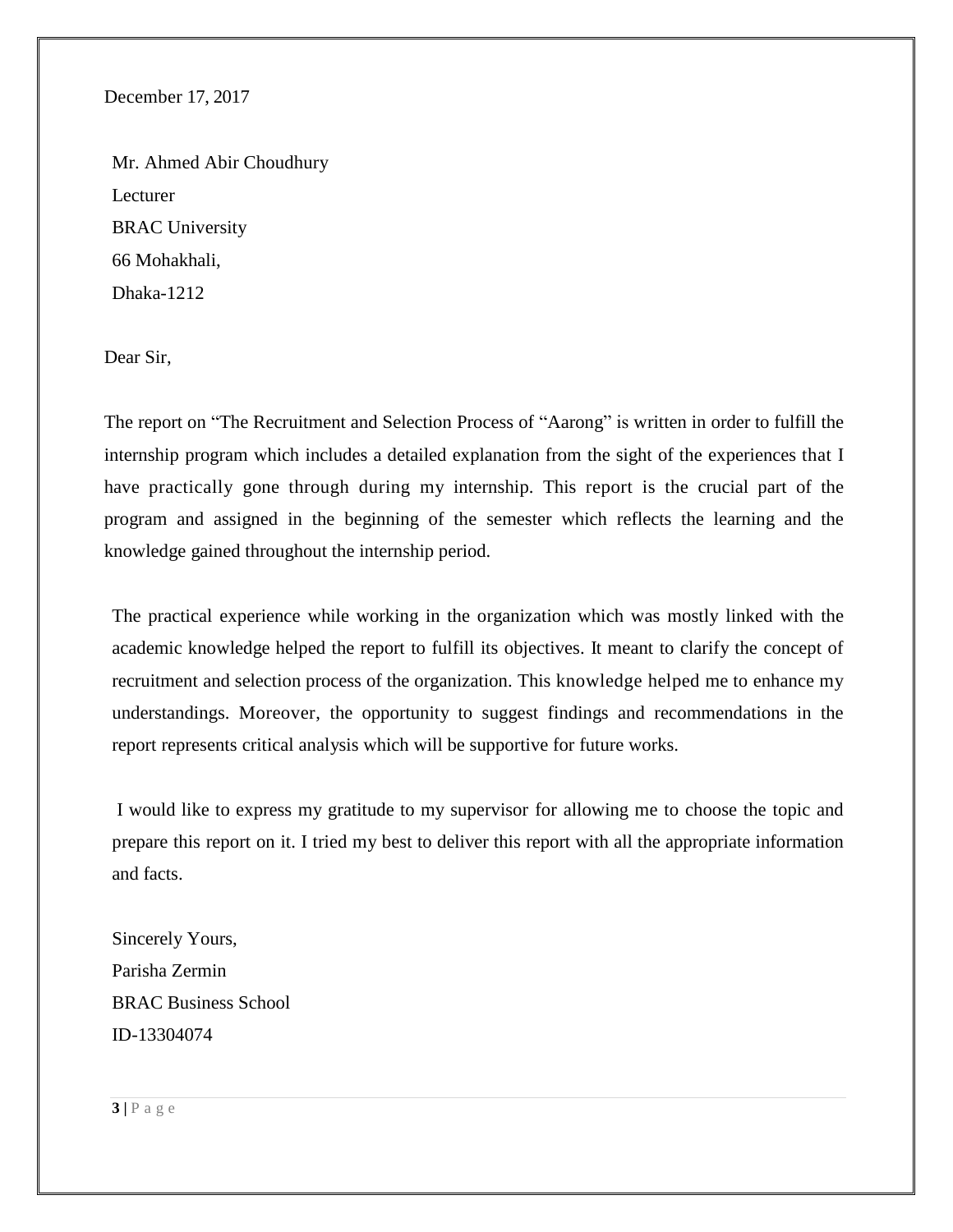December 17, 2017

Mr. Ahmed Abir Choudhury
Lecturer
BRAC University
66 Mohakhali,
Dhaka-1212

Dear Sir,

The report on "The Recruitment and Selection Process of "Aarong" is written in order to fulfill the internship program which includes a detailed explanation from the sight of the experiences that I have practically gone through during my internship. This report is the crucial part of the program and assigned in the beginning of the semester which reflects the learning and the knowledge gained throughout the internship period.

The practical experience while working in the organization which was mostly linked with the academic knowledge helped the report to fulfill its objectives. It meant to clarify the concept of recruitment and selection process of the organization. This knowledge helped me to enhance my understandings. Moreover, the opportunity to suggest findings and recommendations in the report represents critical analysis which will be supportive for future works.

I would like to express my gratitude to my supervisor for allowing me to choose the topic and prepare this report on it. I tried my best to deliver this report with all the appropriate information and facts.

Sincerely Yours,
Parisha Zermin
BRAC Business School
ID-13304074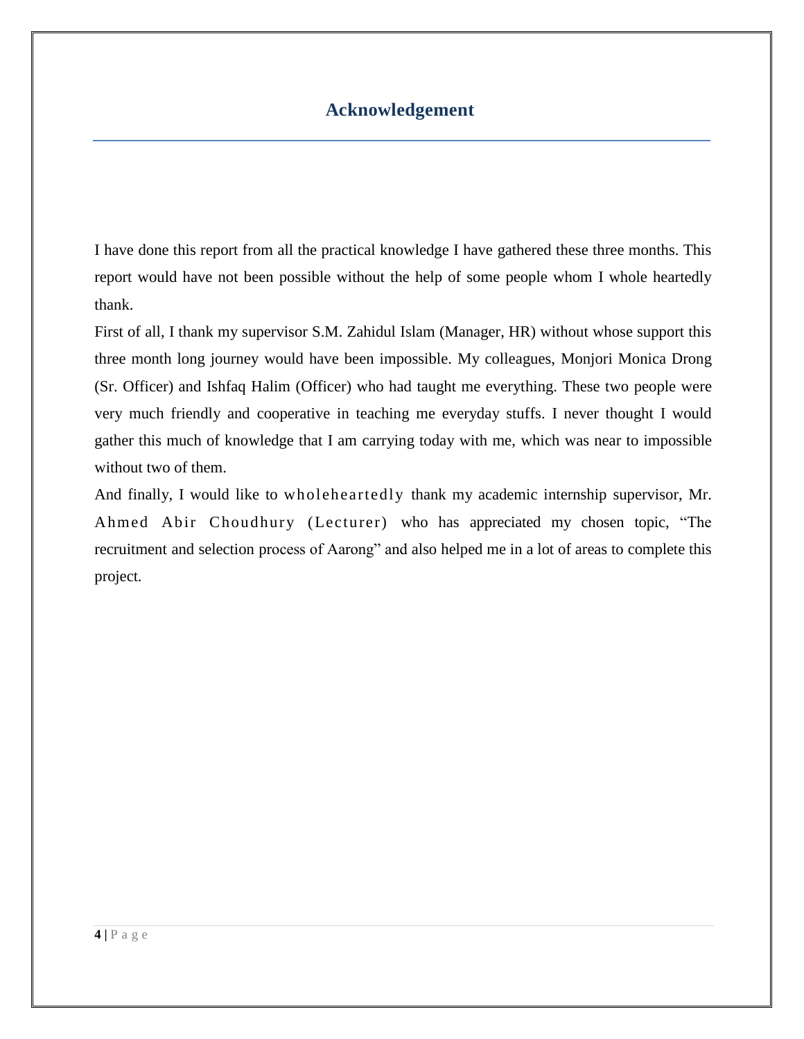# Acknowledgement

I have done this report from all the practical knowledge I have gathered these three months. This report would have not been possible without the help of some people whom I whole heartedly thank.

First of all, I thank my supervisor S.M. Zahidul Islam (Manager, HR) without whose support this three month long journey would have been impossible. My colleagues, Monjori Monica Drong (Sr. Officer) and Ishfaq Halim (Officer) who had taught me everything. These two people were very much friendly and cooperative in teaching me everyday stuffs. I never thought I would gather this much of knowledge that I am carrying today with me, which was near to impossible without two of them.

And finally, I would like to wholeheartedly thank my academic internship supervisor, Mr. Ahmed Abir Choudhury (Lecturer) who has appreciated my chosen topic, "The recruitment and selection process of Aarong" and also helped me in a lot of areas to complete this project.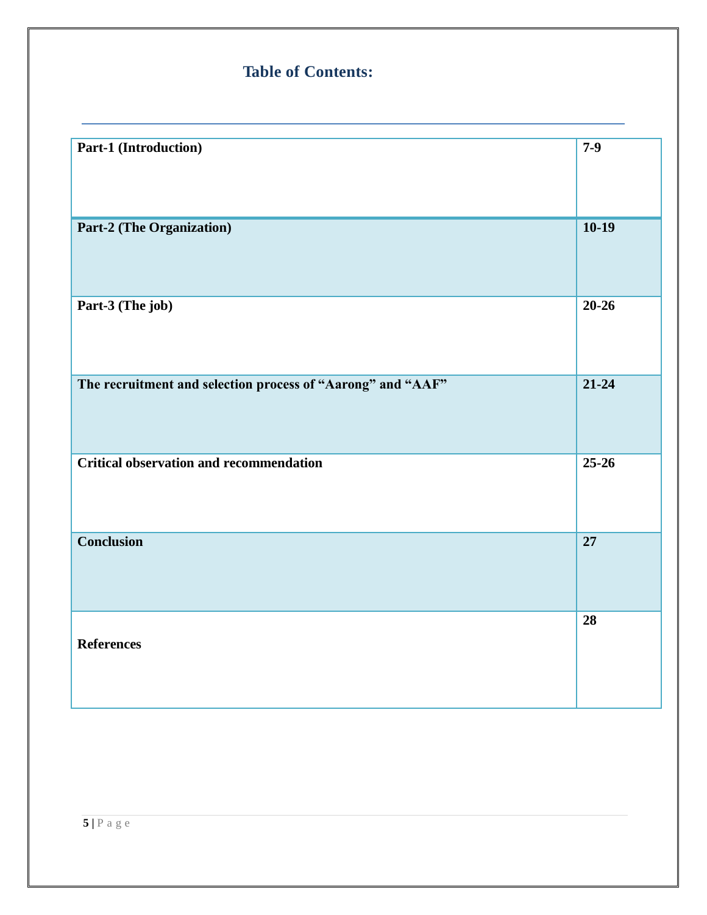## Table of Contents:

| | |
|---|---|
| **Part-1 (Introduction)** | **7-9** |
| **Part-2 (The Organization)** | **10-19** |
| **Part-3 (The job)** | **20-26** |
| **The recruitment and selection process of "Aarong" and "AAF"** | **21-24** |
| **Critical observation and recommendation** | **25-26** |
| **Conclusion** | **27** |
| **References** | **28** |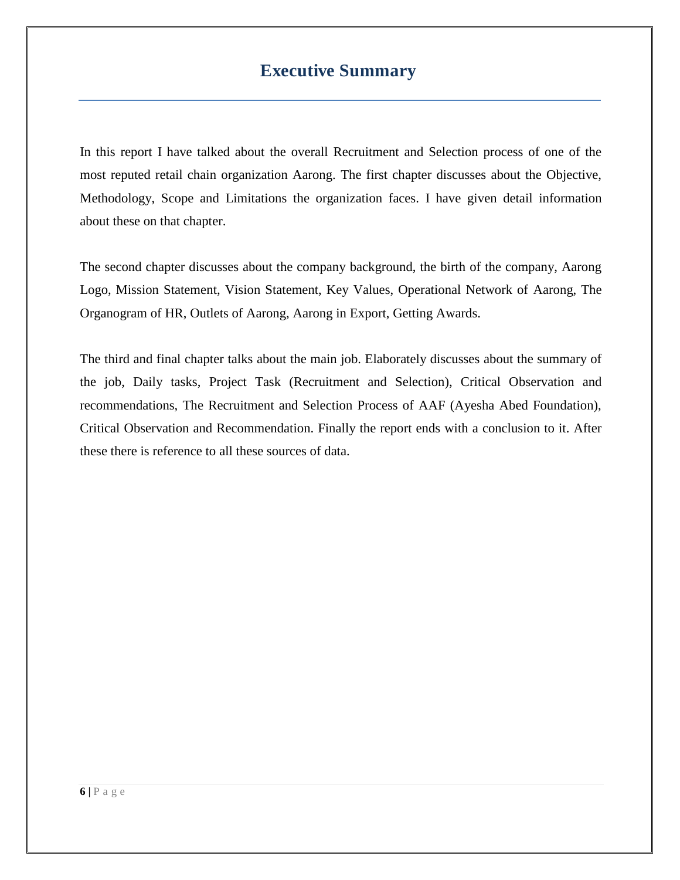# Executive Summary

In this report I have talked about the overall Recruitment and Selection process of one of the most reputed retail chain organization Aarong. The first chapter discusses about the Objective, Methodology, Scope and Limitations the organization faces. I have given detail information about these on that chapter.

The second chapter discusses about the company background, the birth of the company, Aarong Logo, Mission Statement, Vision Statement, Key Values, Operational Network of Aarong, The Organogram of HR, Outlets of Aarong, Aarong in Export, Getting Awards.

The third and final chapter talks about the main job. Elaborately discusses about the summary of the job, Daily tasks, Project Task (Recruitment and Selection), Critical Observation and recommendations, The Recruitment and Selection Process of AAF (Ayesha Abed Foundation), Critical Observation and Recommendation. Finally the report ends with a conclusion to it. After these there is reference to all these sources of data.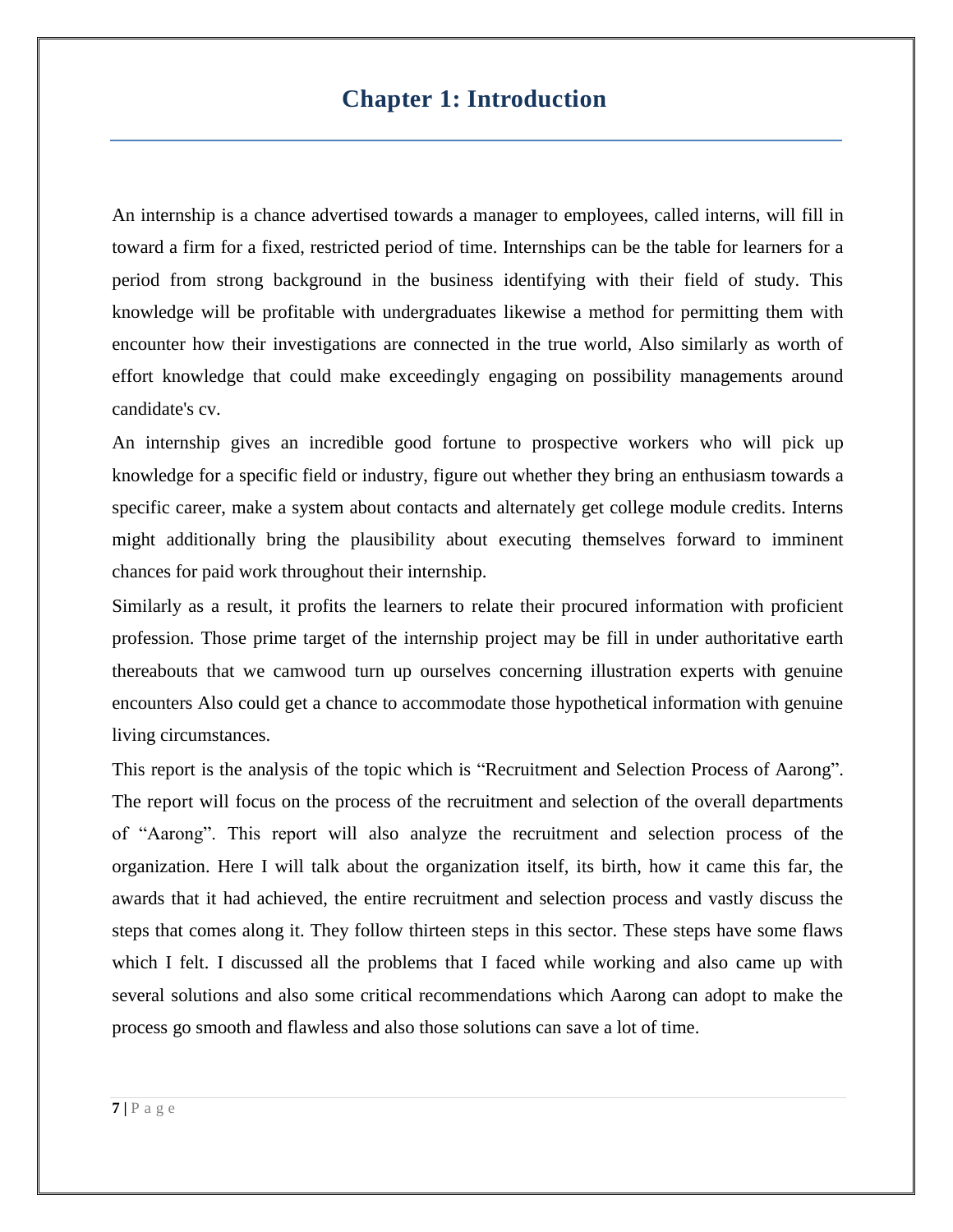# Chapter 1: Introduction

An internship is a chance advertised towards a manager to employees, called interns, will fill in toward a firm for a fixed, restricted period of time. Internships can be the table for learners for a period from strong background in the business identifying with their field of study. This knowledge will be profitable with undergraduates likewise a method for permitting them with encounter how their investigations are connected in the true world, Also similarly as worth of effort knowledge that could make exceedingly engaging on possibility managements around candidate's cv.

An internship gives an incredible good fortune to prospective workers who will pick up knowledge for a specific field or industry, figure out whether they bring an enthusiasm towards a specific career, make a system about contacts and alternately get college module credits. Interns might additionally bring the plausibility about executing themselves forward to imminent chances for paid work throughout their internship.

Similarly as a result, it profits the learners to relate their procured information with proficient profession. Those prime target of the internship project may be fill in under authoritative earth thereabouts that we camwood turn up ourselves concerning illustration experts with genuine encounters Also could get a chance to accommodate those hypothetical information with genuine living circumstances.

This report is the analysis of the topic which is "Recruitment and Selection Process of Aarong". The report will focus on the process of the recruitment and selection of the overall departments of "Aarong". This report will also analyze the recruitment and selection process of the organization. Here I will talk about the organization itself, its birth, how it came this far, the awards that it had achieved, the entire recruitment and selection process and vastly discuss the steps that comes along it. They follow thirteen steps in this sector. These steps have some flaws which I felt. I discussed all the problems that I faced while working and also came up with several solutions and also some critical recommendations which Aarong can adopt to make the process go smooth and flawless and also those solutions can save a lot of time.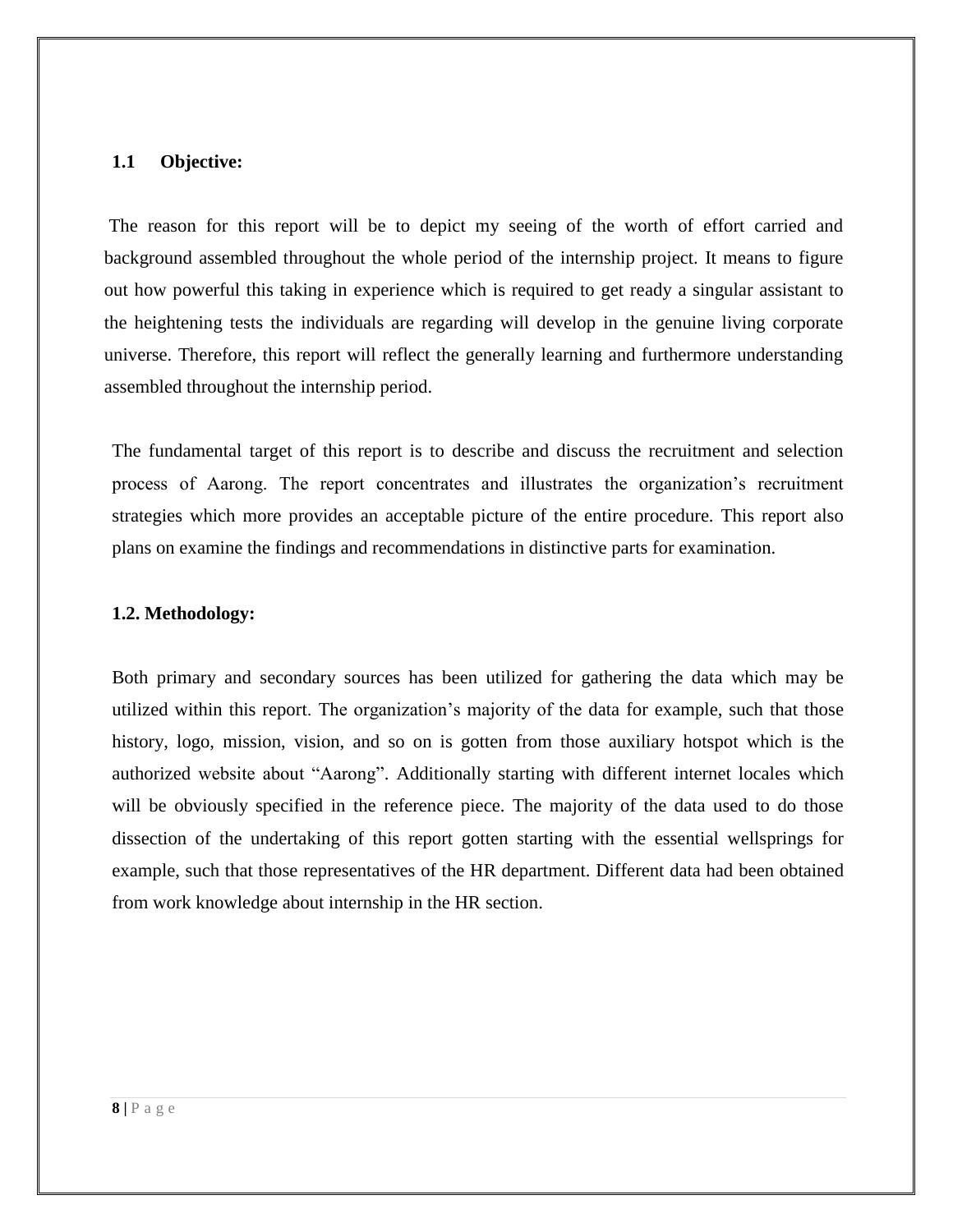### 1.1 Objective:

The reason for this report will be to depict my seeing of the worth of effort carried and background assembled throughout the whole period of the internship project. It means to figure out how powerful this taking in experience which is required to get ready a singular assistant to the heightening tests the individuals are regarding will develop in the genuine living corporate universe. Therefore, this report will reflect the generally learning and furthermore understanding assembled throughout the internship period.

The fundamental target of this report is to describe and discuss the recruitment and selection process of Aarong. The report concentrates and illustrates the organization's recruitment strategies which more provides an acceptable picture of the entire procedure. This report also plans on examine the findings and recommendations in distinctive parts for examination.

### 1.2. Methodology:

Both primary and secondary sources has been utilized for gathering the data which may be utilized within this report. The organization's majority of the data for example, such that those history, logo, mission, vision, and so on is gotten from those auxiliary hotspot which is the authorized website about "Aarong". Additionally starting with different internet locales which will be obviously specified in the reference piece. The majority of the data used to do those dissection of the undertaking of this report gotten starting with the essential wellsprings for example, such that those representatives of the HR department. Different data had been obtained from work knowledge about internship in the HR section.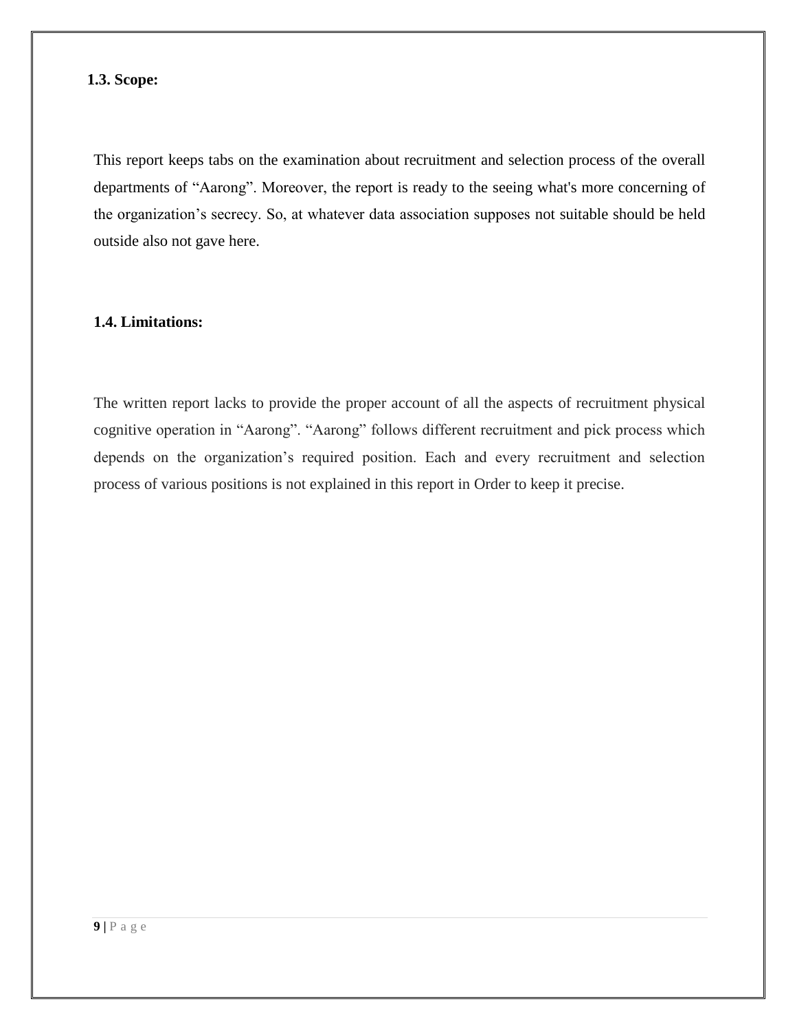### 1.3. Scope:

This report keeps tabs on the examination about recruitment and selection process of the overall departments of "Aarong". Moreover, the report is ready to the seeing what's more concerning of the organization's secrecy. So, at whatever data association supposes not suitable should be held outside also not gave here.

### 1.4. Limitations:

The written report lacks to provide the proper account of all the aspects of recruitment physical cognitive operation in "Aarong". "Aarong" follows different recruitment and pick process which depends on the organization's required position. Each and every recruitment and selection process of various positions is not explained in this report in Order to keep it precise.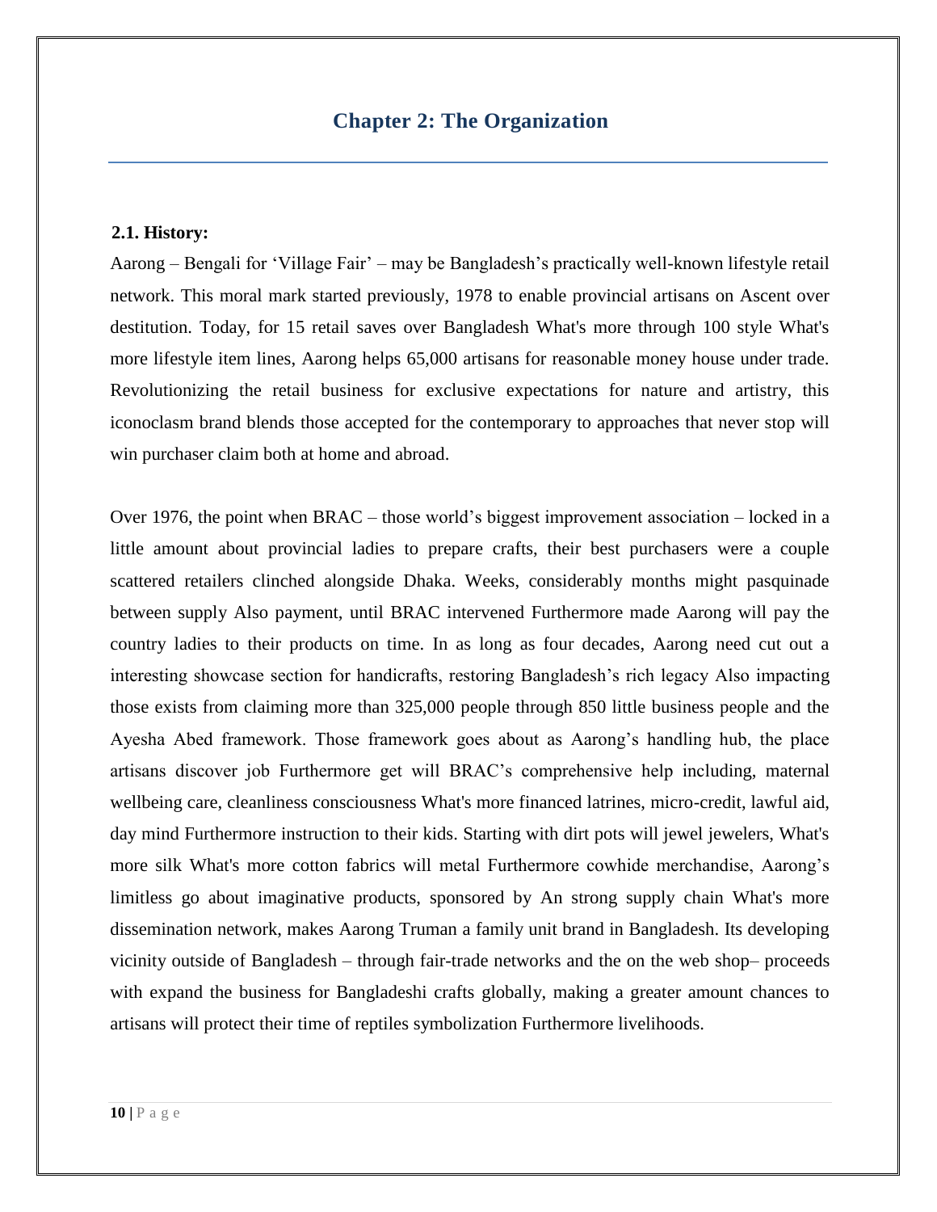# Chapter 2: The Organization

### 2.1. History:

Aarong – Bengali for 'Village Fair' – may be Bangladesh's practically well-known lifestyle retail network. This moral mark started previously, 1978 to enable provincial artisans on Ascent over destitution. Today, for 15 retail saves over Bangladesh What's more through 100 style What's more lifestyle item lines, Aarong helps 65,000 artisans for reasonable money house under trade. Revolutionizing the retail business for exclusive expectations for nature and artistry, this iconoclasm brand blends those accepted for the contemporary to approaches that never stop will win purchaser claim both at home and abroad.

Over 1976, the point when BRAC – those world's biggest improvement association – locked in a little amount about provincial ladies to prepare crafts, their best purchasers were a couple scattered retailers clinched alongside Dhaka. Weeks, considerably months might pasquinade between supply Also payment, until BRAC intervened Furthermore made Aarong will pay the country ladies to their products on time. In as long as four decades, Aarong need cut out a interesting showcase section for handicrafts, restoring Bangladesh's rich legacy Also impacting those exists from claiming more than 325,000 people through 850 little business people and the Ayesha Abed framework. Those framework goes about as Aarong's handling hub, the place artisans discover job Furthermore get will BRAC's comprehensive help including, maternal wellbeing care, cleanliness consciousness What's more financed latrines, micro-credit, lawful aid, day mind Furthermore instruction to their kids. Starting with dirt pots will jewel jewelers, What's more silk What's more cotton fabrics will metal Furthermore cowhide merchandise, Aarong's limitless go about imaginative products, sponsored by An strong supply chain What's more dissemination network, makes Aarong Truman a family unit brand in Bangladesh. Its developing vicinity outside of Bangladesh – through fair-trade networks and the on the web shop– proceeds with expand the business for Bangladeshi crafts globally, making a greater amount chances to artisans will protect their time of reptiles symbolization Furthermore livelihoods.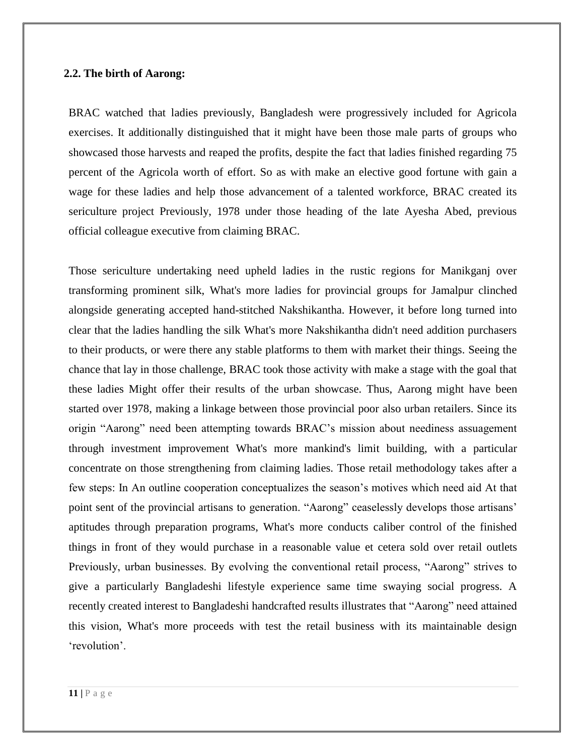**2.2. The birth of Aarong:**

BRAC watched that ladies previously, Bangladesh were progressively included for Agricola exercises. It additionally distinguished that it might have been those male parts of groups who showcased those harvests and reaped the profits, despite the fact that ladies finished regarding 75 percent of the Agricola worth of effort. So as with make an elective good fortune with gain a wage for these ladies and help those advancement of a talented workforce, BRAC created its sericulture project Previously, 1978 under those heading of the late Ayesha Abed, previous official colleague executive from claiming BRAC.

Those sericulture undertaking need upheld ladies in the rustic regions for Manikganj over transforming prominent silk, What's more ladies for provincial groups for Jamalpur clinched alongside generating accepted hand-stitched Nakshikantha. However, it before long turned into clear that the ladies handling the silk What's more Nakshikantha didn't need addition purchasers to their products, or were there any stable platforms to them with market their things. Seeing the chance that lay in those challenge, BRAC took those activity with make a stage with the goal that these ladies Might offer their results of the urban showcase. Thus, Aarong might have been started over 1978, making a linkage between those provincial poor also urban retailers. Since its origin "Aarong" need been attempting towards BRAC's mission about neediness assuagement through investment improvement What's more mankind's limit building, with a particular concentrate on those strengthening from claiming ladies. Those retail methodology takes after a few steps: In An outline cooperation conceptualizes the season's motives which need aid At that point sent of the provincial artisans to generation. "Aarong" ceaselessly develops those artisans' aptitudes through preparation programs, What's more conducts caliber control of the finished things in front of they would purchase in a reasonable value et cetera sold over retail outlets Previously, urban businesses. By evolving the conventional retail process, "Aarong" strives to give a particularly Bangladeshi lifestyle experience same time swaying social progress. A recently created interest to Bangladeshi handcrafted results illustrates that "Aarong" need attained this vision, What's more proceeds with test the retail business with its maintainable design 'revolution'.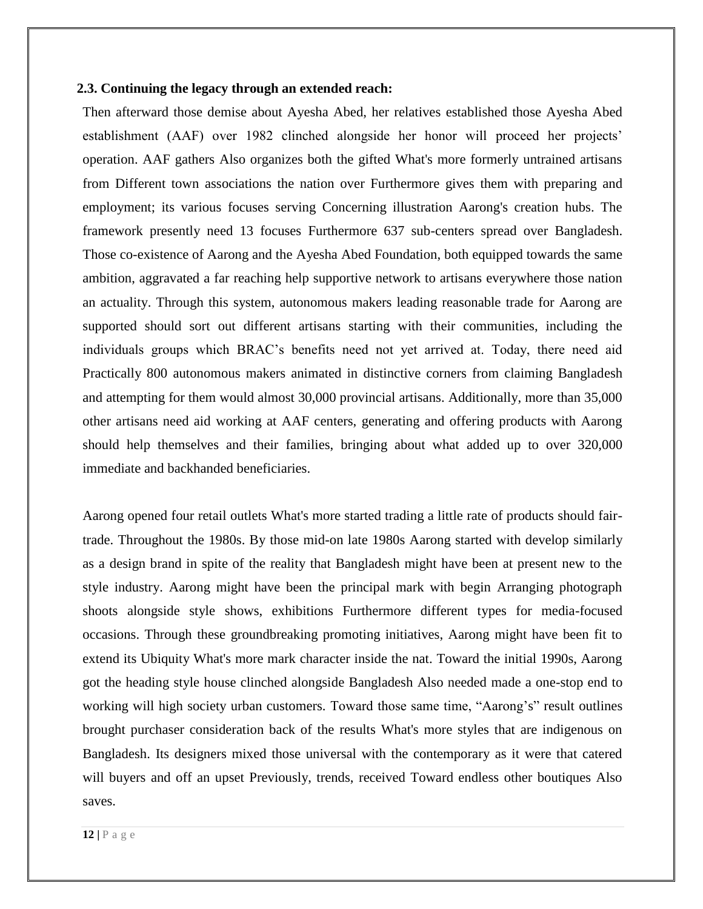### 2.3. Continuing the legacy through an extended reach:

Then afterward those demise about Ayesha Abed, her relatives established those Ayesha Abed establishment (AAF) over 1982 clinched alongside her honor will proceed her projects' operation. AAF gathers Also organizes both the gifted What's more formerly untrained artisans from Different town associations the nation over Furthermore gives them with preparing and employment; its various focuses serving Concerning illustration Aarong's creation hubs. The framework presently need 13 focuses Furthermore 637 sub-centers spread over Bangladesh. Those co-existence of Aarong and the Ayesha Abed Foundation, both equipped towards the same ambition, aggravated a far reaching help supportive network to artisans everywhere those nation an actuality. Through this system, autonomous makers leading reasonable trade for Aarong are supported should sort out different artisans starting with their communities, including the individuals groups which BRAC's benefits need not yet arrived at. Today, there need aid Practically 800 autonomous makers animated in distinctive corners from claiming Bangladesh and attempting for them would almost 30,000 provincial artisans. Additionally, more than 35,000 other artisans need aid working at AAF centers, generating and offering products with Aarong should help themselves and their families, bringing about what added up to over 320,000 immediate and backhanded beneficiaries.

Aarong opened four retail outlets What's more started trading a little rate of products should fair-trade. Throughout the 1980s. By those mid-on late 1980s Aarong started with develop similarly as a design brand in spite of the reality that Bangladesh might have been at present new to the style industry. Aarong might have been the principal mark with begin Arranging photograph shoots alongside style shows, exhibitions Furthermore different types for media-focused occasions. Through these groundbreaking promoting initiatives, Aarong might have been fit to extend its Ubiquity What's more mark character inside the nat. Toward the initial 1990s, Aarong got the heading style house clinched alongside Bangladesh Also needed made a one-stop end to working will high society urban customers. Toward those same time, "Aarong's" result outlines brought purchaser consideration back of the results What's more styles that are indigenous on Bangladesh. Its designers mixed those universal with the contemporary as it were that catered will buyers and off an upset Previously, trends, received Toward endless other boutiques Also saves.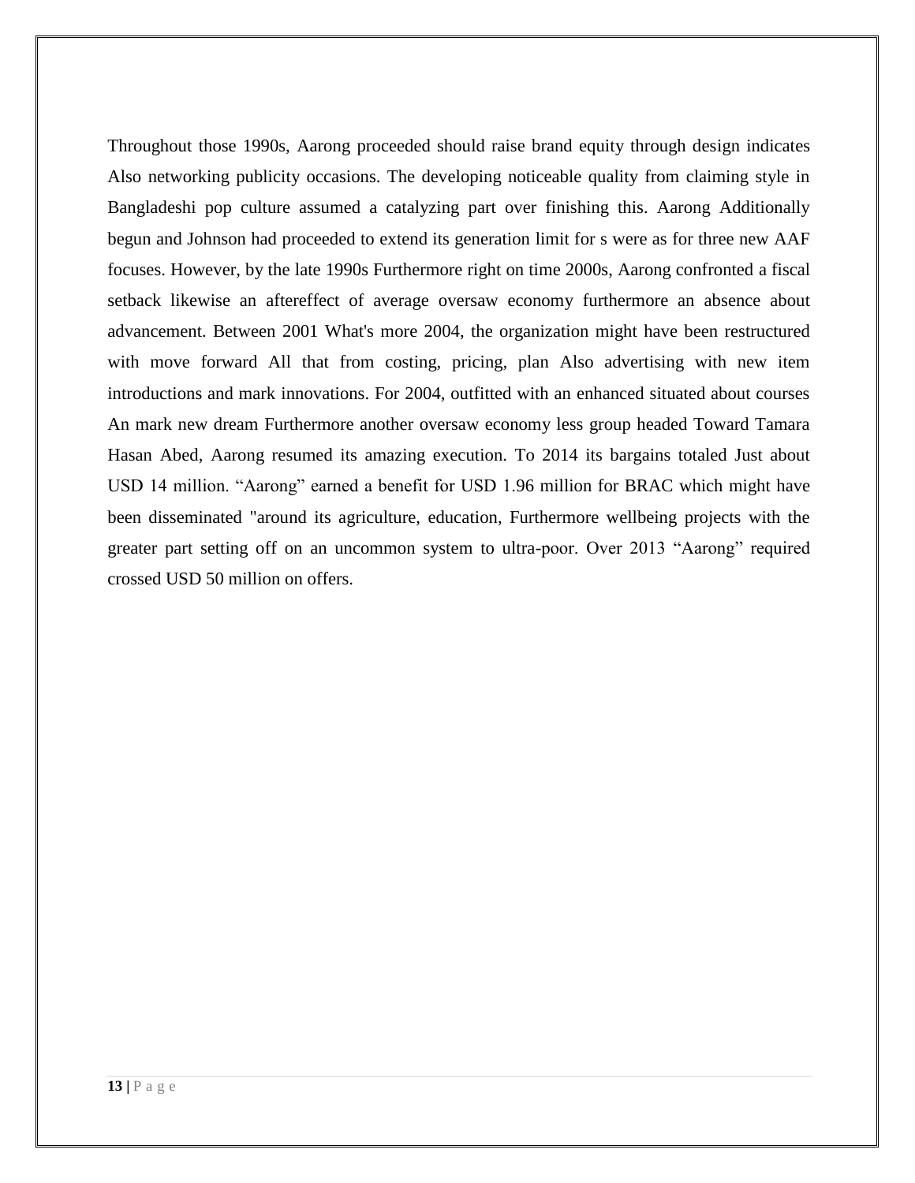Throughout those 1990s, Aarong proceeded should raise brand equity through design indicates Also networking publicity occasions. The developing noticeable quality from claiming style in Bangladeshi pop culture assumed a catalyzing part over finishing this. Aarong Additionally begun and Johnson had proceeded to extend its generation limit for s were as for three new AAF focuses. However, by the late 1990s Furthermore right on time 2000s, Aarong confronted a fiscal setback likewise an aftereffect of average oversaw economy furthermore an absence about advancement. Between 2001 What's more 2004, the organization might have been restructured with move forward All that from costing, pricing, plan Also advertising with new item introductions and mark innovations. For 2004, outfitted with an enhanced situated about courses An mark new dream Furthermore another oversaw economy less group headed Toward Tamara Hasan Abed, Aarong resumed its amazing execution. To 2014 its bargains totaled Just about USD 14 million. "Aarong" earned a benefit for USD 1.96 million for BRAC which might have been disseminated "around its agriculture, education, Furthermore wellbeing projects with the greater part setting off on an uncommon system to ultra-poor. Over 2013 "Aarong" required crossed USD 50 million on offers.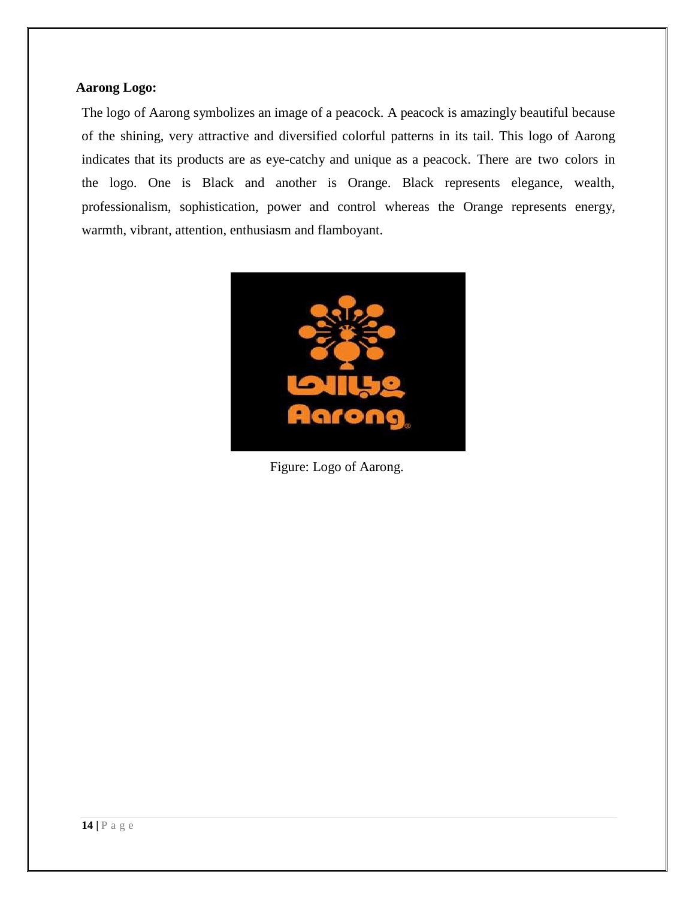**Aarong Logo:**

The logo of Aarong symbolizes an image of a peacock. A peacock is amazingly beautiful because of the shining, very attractive and diversified colorful patterns in its tail. This logo of Aarong indicates that its products are as eye-catchy and unique as a peacock. There are two colors in the logo. One is Black and another is Orange. Black represents elegance, wealth, professionalism, sophistication, power and control whereas the Orange represents energy, warmth, vibrant, attention, enthusiasm and flamboyant.

Figure: Logo of Aarong.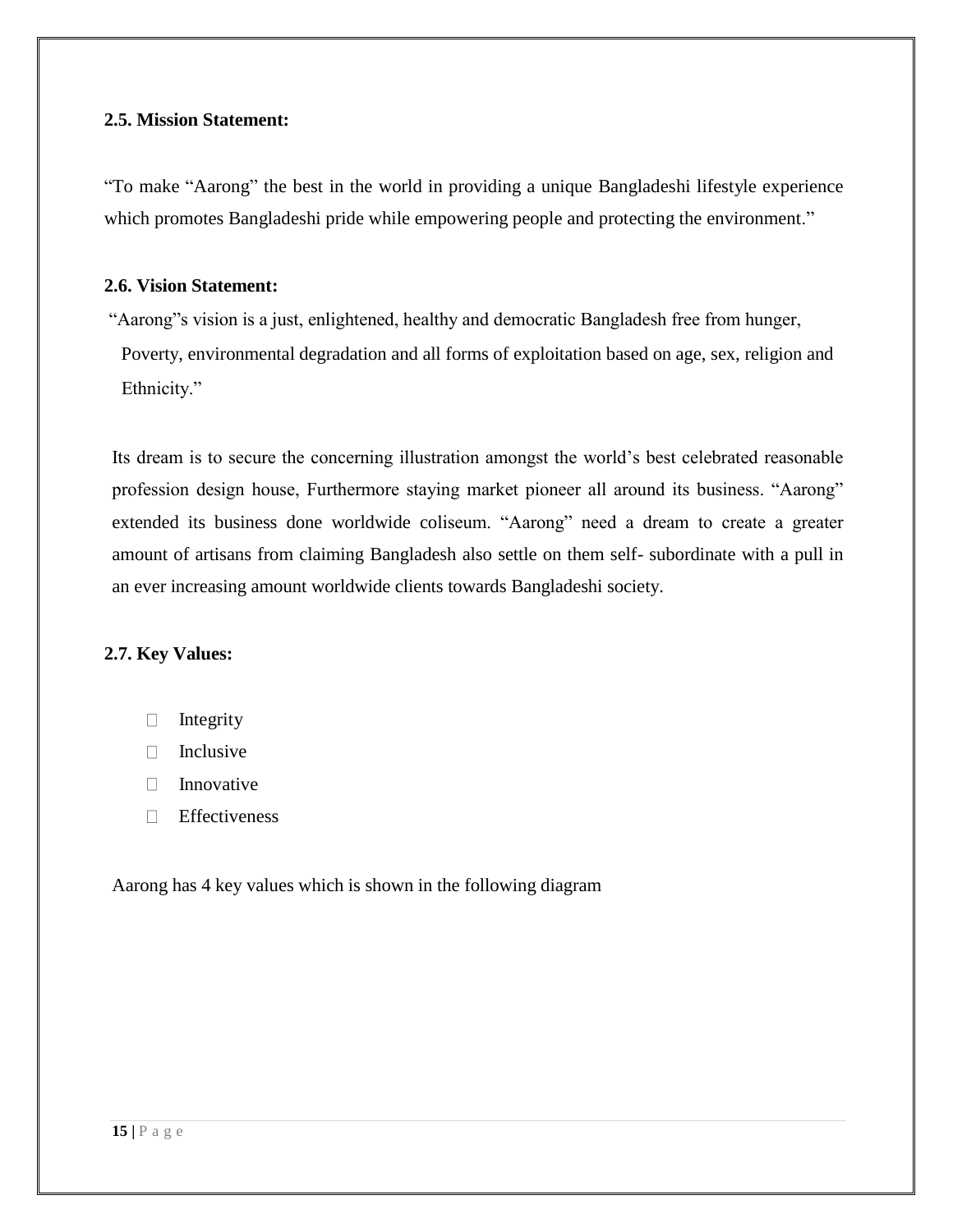**2.5. Mission Statement:**

"To make "Aarong" the best in the world in providing a unique Bangladeshi lifestyle experience which promotes Bangladeshi pride while empowering people and protecting the environment."

**2.6. Vision Statement:**

"Aarong"s vision is a just, enlightened, healthy and democratic Bangladesh free from hunger, Poverty, environmental degradation and all forms of exploitation based on age, sex, religion and Ethnicity."

Its dream is to secure the concerning illustration amongst the world's best celebrated reasonable profession design house, Furthermore staying market pioneer all around its business. "Aarong" extended its business done worldwide coliseum. "Aarong" need a dream to create a greater amount of artisans from claiming Bangladesh also settle on them self- subordinate with a pull in an ever increasing amount worldwide clients towards Bangladeshi society.

**2.7. Key Values:**

- Integrity
- Inclusive
- Innovative
- Effectiveness

Aarong has 4 key values which is shown in the following diagram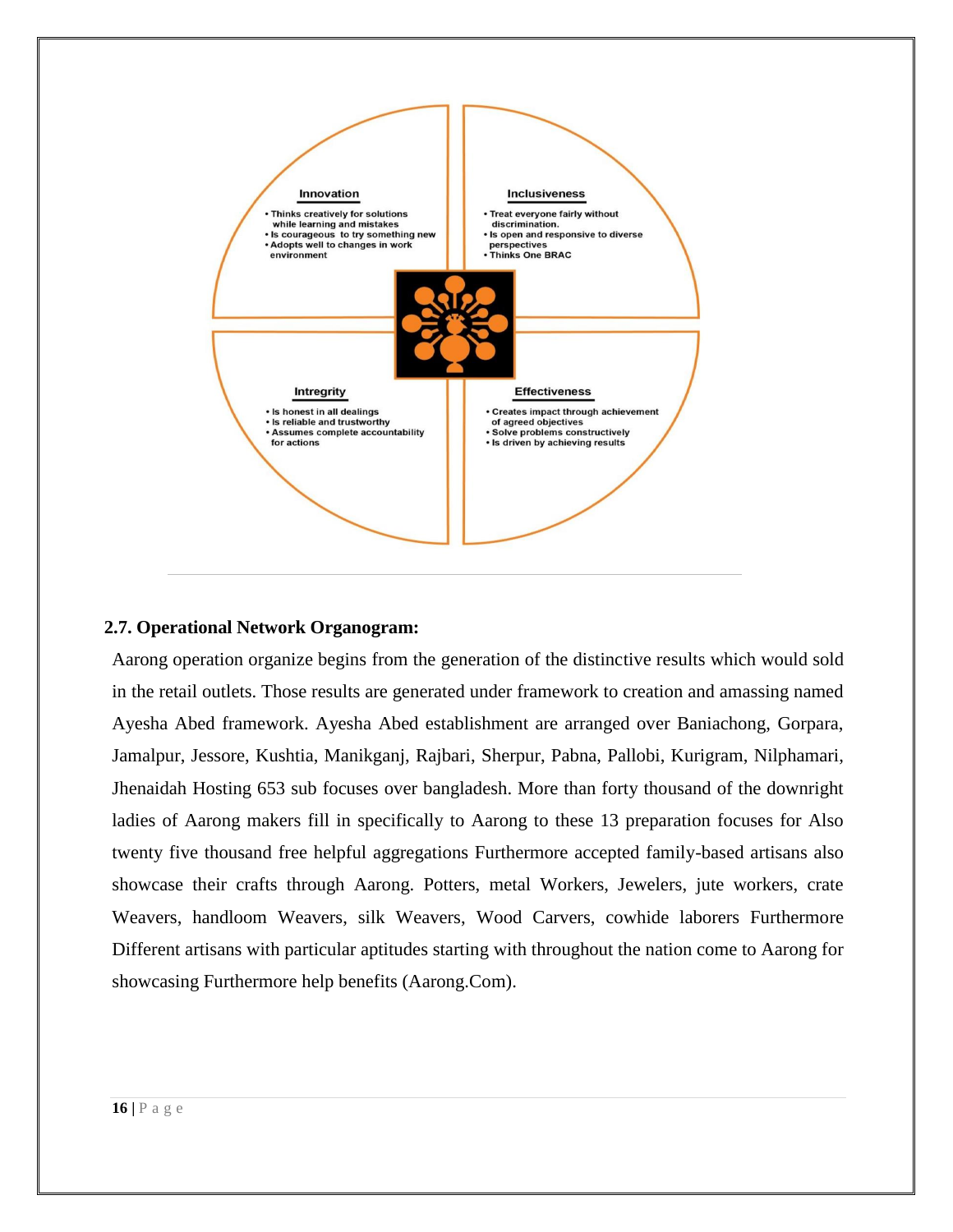**Innovation**

- Thinks creatively for solutions while learning and mistakes
- Is courageous to try something new
- Adopts well to changes in work environment

**Inclusiveness**

- Treat everyone fairly without discrimination.
- Is open and responsive to diverse perspectives
- Thinks One BRAC

**Intregrity**

- Is honest in all dealings
- Is reliable and trustworthy
- Assumes complete accountability for actions

**Effectiveness**

- Creates impact through achievement of agreed objectives
- Solve problems constructively
- Is driven by achieving results

## 2.7. Operational Network Organogram:

Aarong operation organize begins from the generation of the distinctive results which would sold in the retail outlets. Those results are generated under framework to creation and amassing named Ayesha Abed framework. Ayesha Abed establishment are arranged over Baniachong, Gorpara, Jamalpur, Jessore, Kushtia, Manikganj, Rajbari, Sherpur, Pabna, Pallobi, Kurigram, Nilphamari, Jhenaidah Hosting 653 sub focuses over bangladesh. More than forty thousand of the downright ladies of Aarong makers fill in specifically to Aarong to these 13 preparation focuses for Also twenty five thousand free helpful aggregations Furthermore accepted family-based artisans also showcase their crafts through Aarong. Potters, metal Workers, Jewelers, jute workers, crate Weavers, handloom Weavers, silk Weavers, Wood Carvers, cowhide laborers Furthermore Different artisans with particular aptitudes starting with throughout the nation come to Aarong for showcasing Furthermore help benefits (Aarong.Com).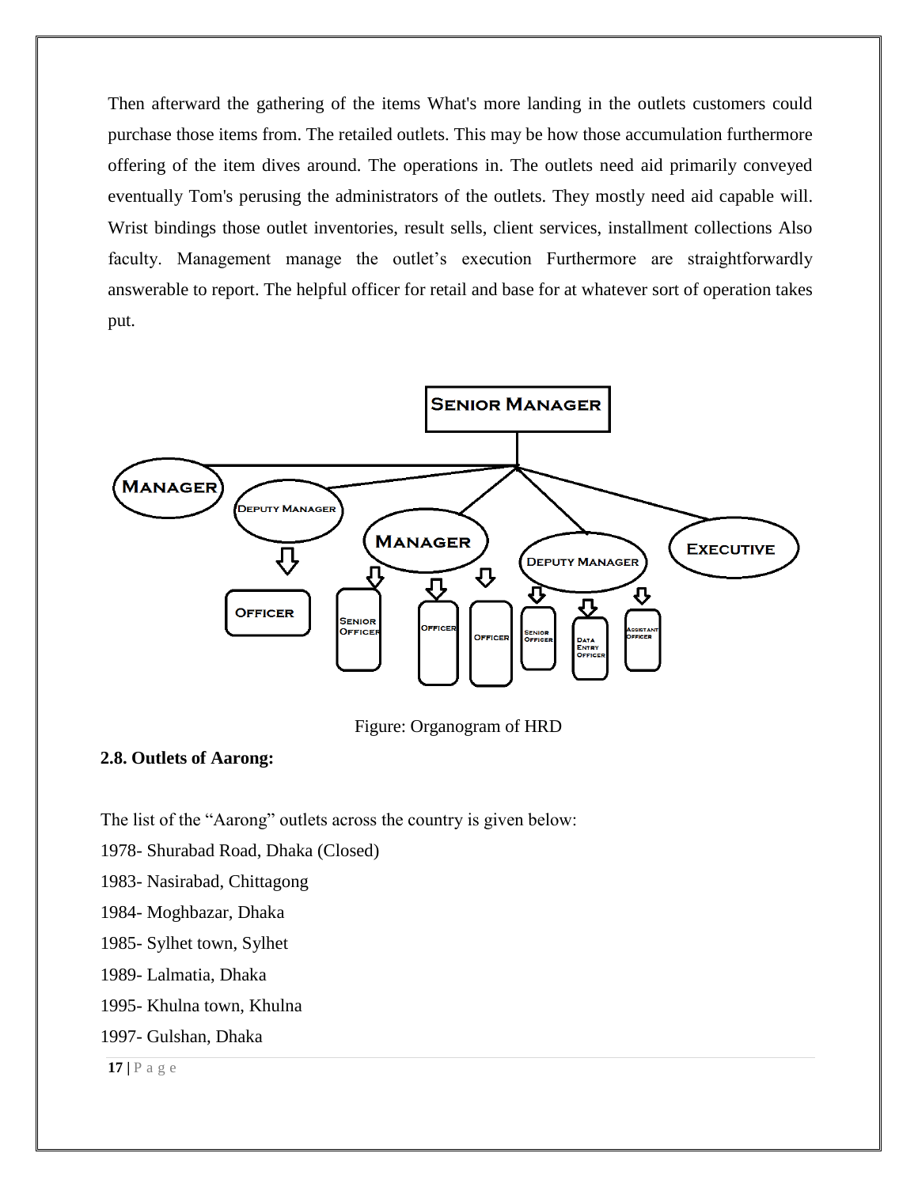Then afterward the gathering of the items What's more landing in the outlets customers could purchase those items from. The retailed outlets. This may be how those accumulation furthermore offering of the item dives around. The operations in. The outlets need aid primarily conveyed eventually Tom's perusing the administrators of the outlets. They mostly need aid capable will. Wrist bindings those outlet inventories, result sells, client services, installment collections Also faculty. Management manage the outlet's execution Furthermore are straightforwardly answerable to report. The helpful officer for retail and base for at whatever sort of operation takes put.

Figure: Organogram of HRD

**2.8. Outlets of Aarong:**

The list of the "Aarong" outlets across the country is given below:

1978- Shurabad Road, Dhaka (Closed)

1983- Nasirabad, Chittagong

1984- Moghbazar, Dhaka

1985- Sylhet town, Sylhet

1989- Lalmatia, Dhaka

1995- Khulna town, Khulna

1997- Gulshan, Dhaka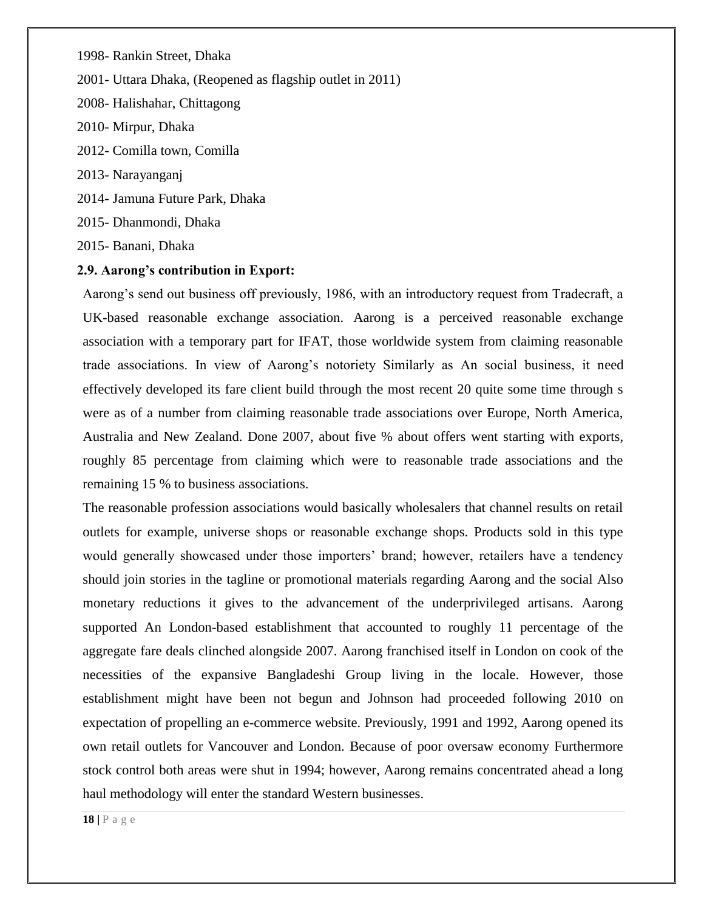1998- Rankin Street, Dhaka

2001- Uttara Dhaka, (Reopened as flagship outlet in 2011)

2008- Halishahar, Chittagong

2010- Mirpur, Dhaka

2012- Comilla town, Comilla

2013- Narayanganj

2014- Jamuna Future Park, Dhaka

2015- Dhanmondi, Dhaka

2015- Banani, Dhaka

### 2.9. Aarong's contribution in Export:

Aarong's send out business off previously, 1986, with an introductory request from Tradecraft, a UK-based reasonable exchange association. Aarong is a perceived reasonable exchange association with a temporary part for IFAT, those worldwide system from claiming reasonable trade associations. In view of Aarong's notoriety Similarly as An social business, it need effectively developed its fare client build through the most recent 20 quite some time through s were as of a number from claiming reasonable trade associations over Europe, North America, Australia and New Zealand. Done 2007, about five % about offers went starting with exports, roughly 85 percentage from claiming which were to reasonable trade associations and the remaining 15 % to business associations.

The reasonable profession associations would basically wholesalers that channel results on retail outlets for example, universe shops or reasonable exchange shops. Products sold in this type would generally showcased under those importers' brand; however, retailers have a tendency should join stories in the tagline or promotional materials regarding Aarong and the social Also monetary reductions it gives to the advancement of the underprivileged artisans. Aarong supported An London-based establishment that accounted to roughly 11 percentage of the aggregate fare deals clinched alongside 2007. Aarong franchised itself in London on cook of the necessities of the expansive Bangladeshi Group living in the locale. However, those establishment might have been not begun and Johnson had proceeded following 2010 on expectation of propelling an e-commerce website. Previously, 1991 and 1992, Aarong opened its own retail outlets for Vancouver and London. Because of poor oversaw economy Furthermore stock control both areas were shut in 1994; however, Aarong remains concentrated ahead a long haul methodology will enter the standard Western businesses.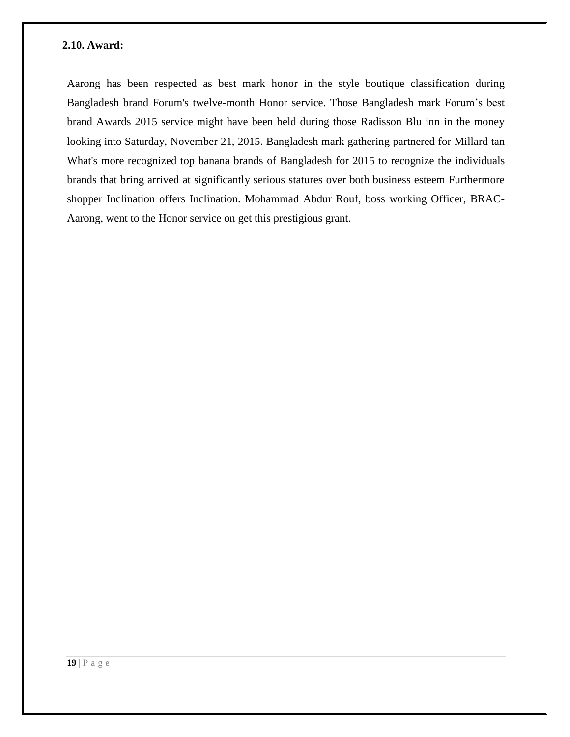## 2.10. Award:

Aarong has been respected as best mark honor in the style boutique classification during Bangladesh brand Forum's twelve-month Honor service. Those Bangladesh mark Forum's best brand Awards 2015 service might have been held during those Radisson Blu inn in the money looking into Saturday, November 21, 2015. Bangladesh mark gathering partnered for Millard tan What's more recognized top banana brands of Bangladesh for 2015 to recognize the individuals brands that bring arrived at significantly serious statures over both business esteem Furthermore shopper Inclination offers Inclination. Mohammad Abdur Rouf, boss working Officer, BRAC-Aarong, went to the Honor service on get this prestigious grant.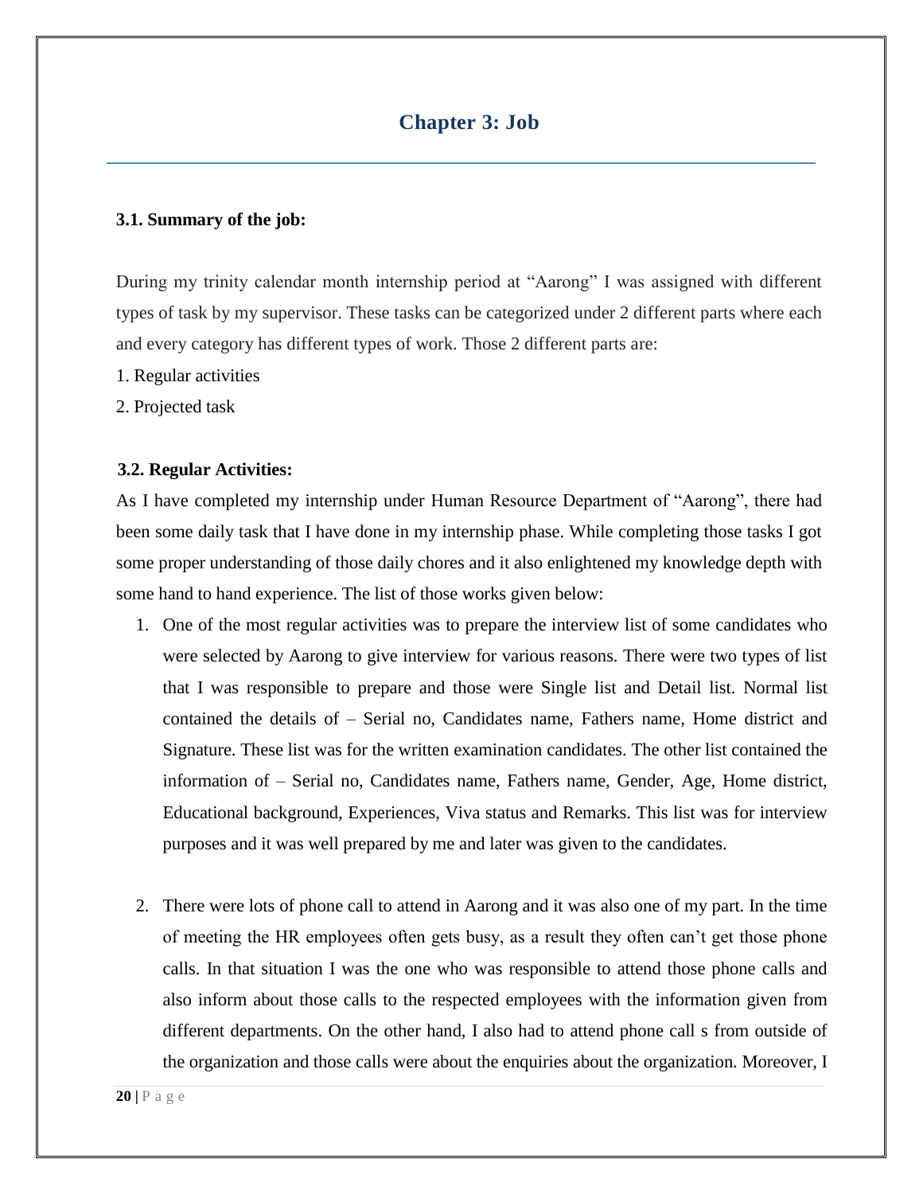# Chapter 3: Job

### 3.1. Summary of the job:

During my trinity calendar month internship period at "Aarong" I was assigned with different types of task by my supervisor. These tasks can be categorized under 2 different parts where each and every category has different types of work. Those 2 different parts are:

1. Regular activities
2. Projected task

### 3.2. Regular Activities:

As I have completed my internship under Human Resource Department of "Aarong", there had been some daily task that I have done in my internship phase. While completing those tasks I got some proper understanding of those daily chores and it also enlightened my knowledge depth with some hand to hand experience. The list of those works given below:

1. One of the most regular activities was to prepare the interview list of some candidates who were selected by Aarong to give interview for various reasons. There were two types of list that I was responsible to prepare and those were Single list and Detail list. Normal list contained the details of – Serial no, Candidates name, Fathers name, Home district and Signature. These list was for the written examination candidates. The other list contained the information of – Serial no, Candidates name, Fathers name, Gender, Age, Home district, Educational background, Experiences, Viva status and Remarks. This list was for interview purposes and it was well prepared by me and later was given to the candidates.

2. There were lots of phone call to attend in Aarong and it was also one of my part. In the time of meeting the HR employees often gets busy, as a result they often can't get those phone calls. In that situation I was the one who was responsible to attend those phone calls and also inform about those calls to the respected employees with the information given from different departments. On the other hand, I also had to attend phone call s from outside of the organization and those calls were about the enquiries about the organization. Moreover, I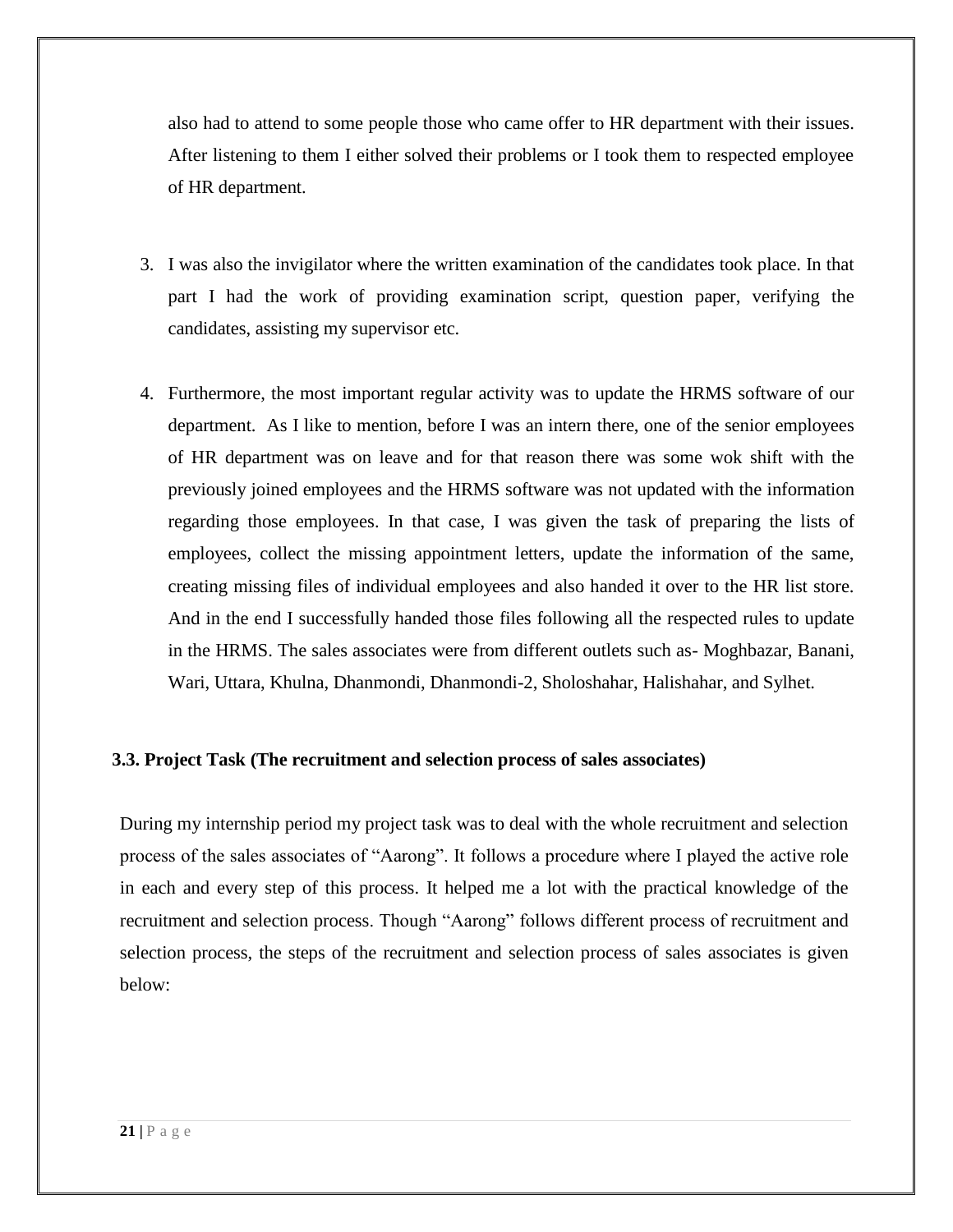also had to attend to some people those who came offer to HR department with their issues. After listening to them I either solved their problems or I took them to respected employee of HR department.

3. I was also the invigilator where the written examination of the candidates took place. In that part I had the work of providing examination script, question paper, verifying the candidates, assisting my supervisor etc.

4. Furthermore, the most important regular activity was to update the HRMS software of our department. As I like to mention, before I was an intern there, one of the senior employees of HR department was on leave and for that reason there was some wok shift with the previously joined employees and the HRMS software was not updated with the information regarding those employees. In that case, I was given the task of preparing the lists of employees, collect the missing appointment letters, update the information of the same, creating missing files of individual employees and also handed it over to the HR list store. And in the end I successfully handed those files following all the respected rules to update in the HRMS. The sales associates were from different outlets such as- Moghbazar, Banani, Wari, Uttara, Khulna, Dhanmondi, Dhanmondi-2, Sholoshahar, Halishahar, and Sylhet.

### 3.3. Project Task (The recruitment and selection process of sales associates)

During my internship period my project task was to deal with the whole recruitment and selection process of the sales associates of "Aarong". It follows a procedure where I played the active role in each and every step of this process. It helped me a lot with the practical knowledge of the recruitment and selection process. Though "Aarong" follows different process of recruitment and selection process, the steps of the recruitment and selection process of sales associates is given below: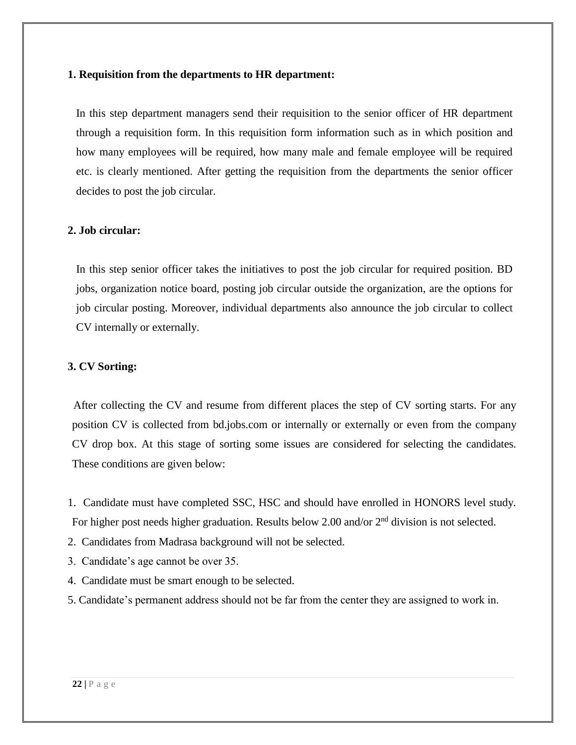**1. Requisition from the departments to HR department:**

In this step department managers send their requisition to the senior officer of HR department through a requisition form. In this requisition form information such as in which position and how many employees will be required, how many male and female employee will be required etc. is clearly mentioned. After getting the requisition from the departments the senior officer decides to post the job circular.

**2. Job circular:**

In this step senior officer takes the initiatives to post the job circular for required position. BD jobs, organization notice board, posting job circular outside the organization, are the options for job circular posting. Moreover, individual departments also announce the job circular to collect CV internally or externally.

**3. CV Sorting:**

After collecting the CV and resume from different places the step of CV sorting starts. For any position CV is collected from bd.jobs.com or internally or externally or even from the company CV drop box. At this stage of sorting some issues are considered for selecting the candidates. These conditions are given below:

1. Candidate must have completed SSC, HSC and should have enrolled in HONORS level study. For higher post needs higher graduation. Results below 2.00 and/or 2nd division is not selected.
2. Candidates from Madrasa background will not be selected.
3. Candidate's age cannot be over 35.
4. Candidate must be smart enough to be selected.
5. Candidate's permanent address should not be far from the center they are assigned to work in.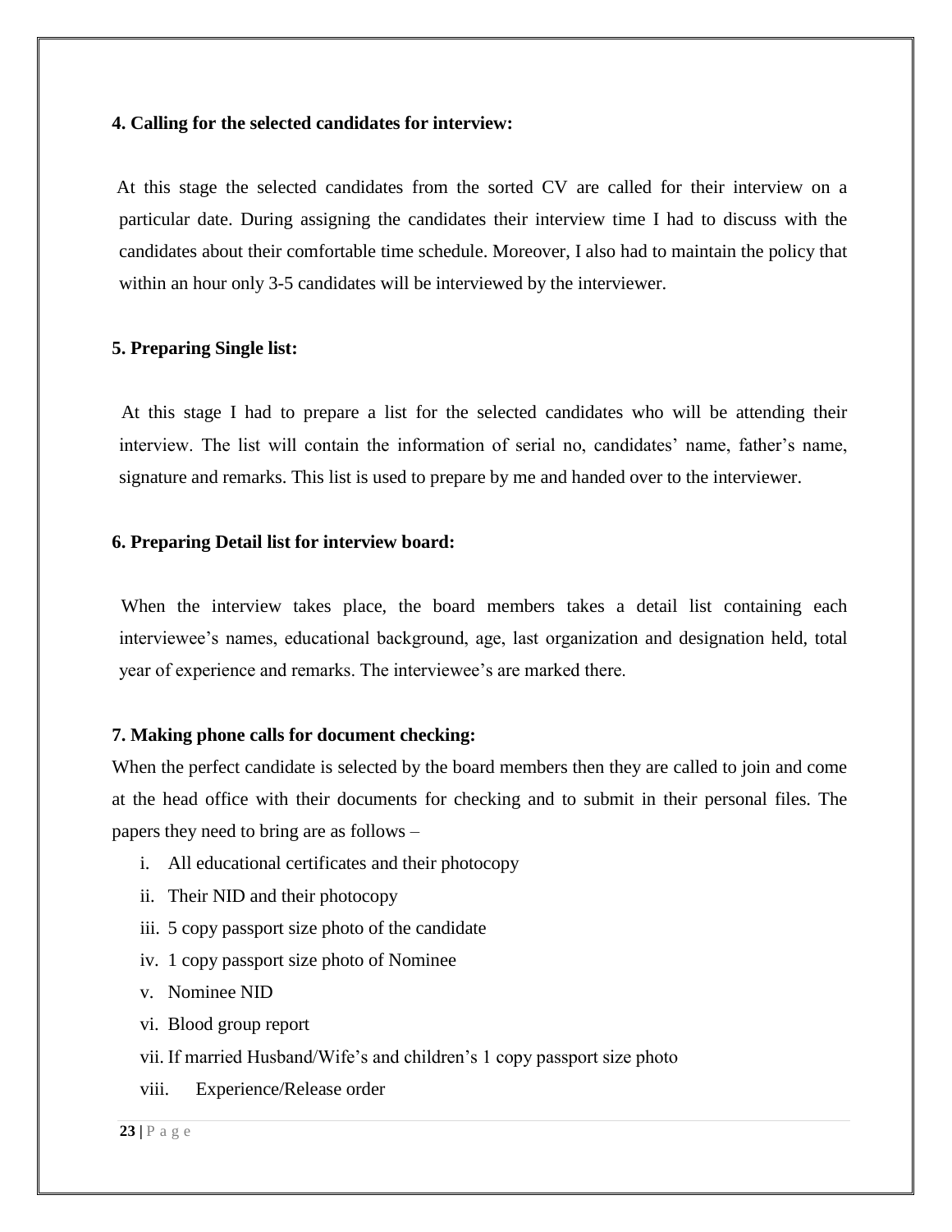**4. Calling for the selected candidates for interview:**

At this stage the selected candidates from the sorted CV are called for their interview on a particular date. During assigning the candidates their interview time I had to discuss with the candidates about their comfortable time schedule. Moreover, I also had to maintain the policy that within an hour only 3-5 candidates will be interviewed by the interviewer.

**5. Preparing Single list:**

At this stage I had to prepare a list for the selected candidates who will be attending their interview. The list will contain the information of serial no, candidates' name, father's name, signature and remarks. This list is used to prepare by me and handed over to the interviewer.

**6. Preparing Detail list for interview board:**

When the interview takes place, the board members takes a detail list containing each interviewee's names, educational background, age, last organization and designation held, total year of experience and remarks. The interviewee's are marked there.

**7. Making phone calls for document checking:**

When the perfect candidate is selected by the board members then they are called to join and come at the head office with their documents for checking and to submit in their personal files. The papers they need to bring are as follows –

i. All educational certificates and their photocopy
ii. Their NID and their photocopy
iii. 5 copy passport size photo of the candidate
iv. 1 copy passport size photo of Nominee
v. Nominee NID
vi. Blood group report
vii. If married Husband/Wife's and children's 1 copy passport size photo
viii. Experience/Release order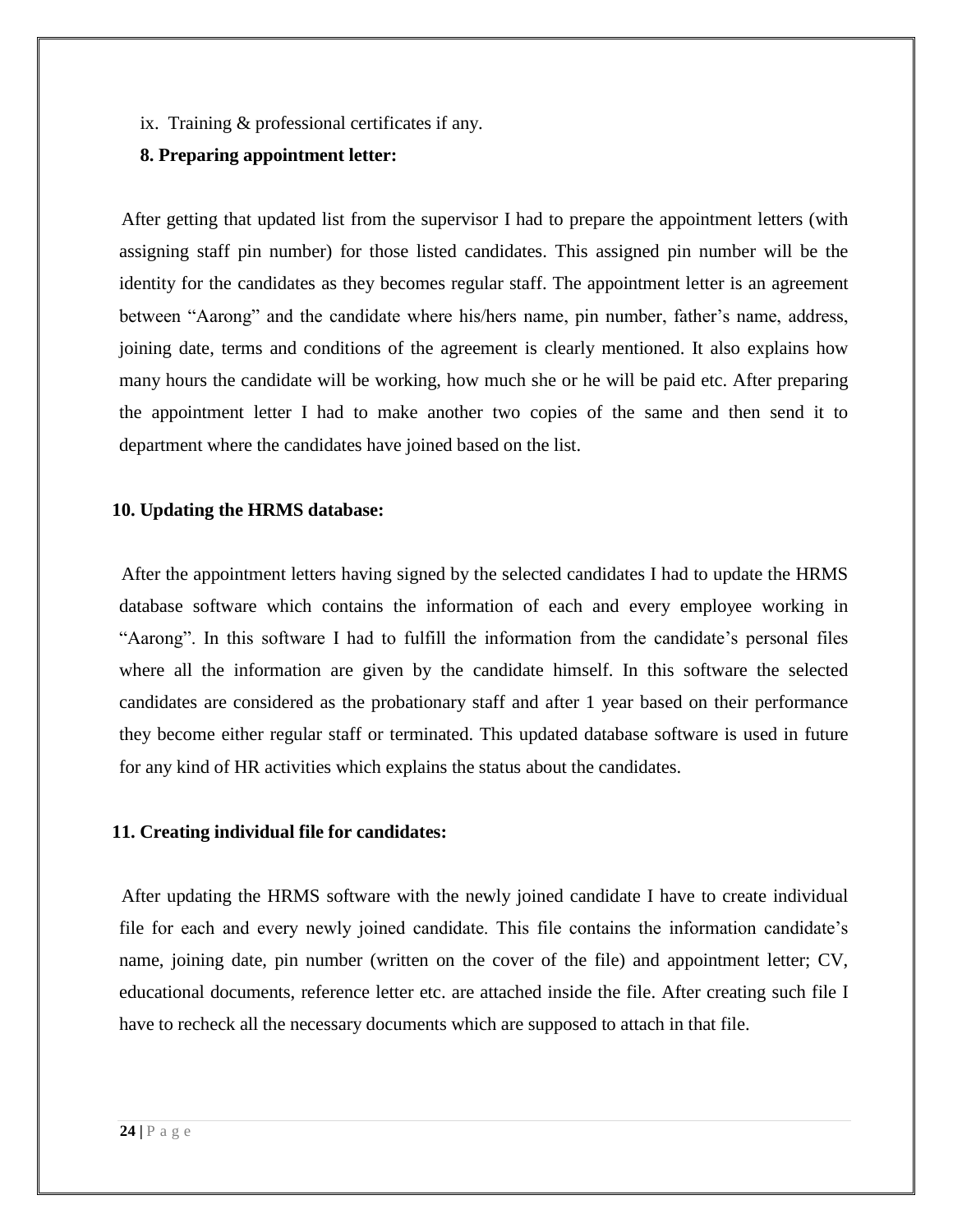ix. Training & professional certificates if any.

**8. Preparing appointment letter:**

After getting that updated list from the supervisor I had to prepare the appointment letters (with assigning staff pin number) for those listed candidates. This assigned pin number will be the identity for the candidates as they becomes regular staff. The appointment letter is an agreement between "Aarong" and the candidate where his/hers name, pin number, father's name, address, joining date, terms and conditions of the agreement is clearly mentioned. It also explains how many hours the candidate will be working, how much she or he will be paid etc. After preparing the appointment letter I had to make another two copies of the same and then send it to department where the candidates have joined based on the list.

**10. Updating the HRMS database:**

After the appointment letters having signed by the selected candidates I had to update the HRMS database software which contains the information of each and every employee working in "Aarong". In this software I had to fulfill the information from the candidate's personal files where all the information are given by the candidate himself. In this software the selected candidates are considered as the probationary staff and after 1 year based on their performance they become either regular staff or terminated. This updated database software is used in future for any kind of HR activities which explains the status about the candidates.

**11. Creating individual file for candidates:**

After updating the HRMS software with the newly joined candidate I have to create individual file for each and every newly joined candidate. This file contains the information candidate's name, joining date, pin number (written on the cover of the file) and appointment letter; CV, educational documents, reference letter etc. are attached inside the file. After creating such file I have to recheck all the necessary documents which are supposed to attach in that file.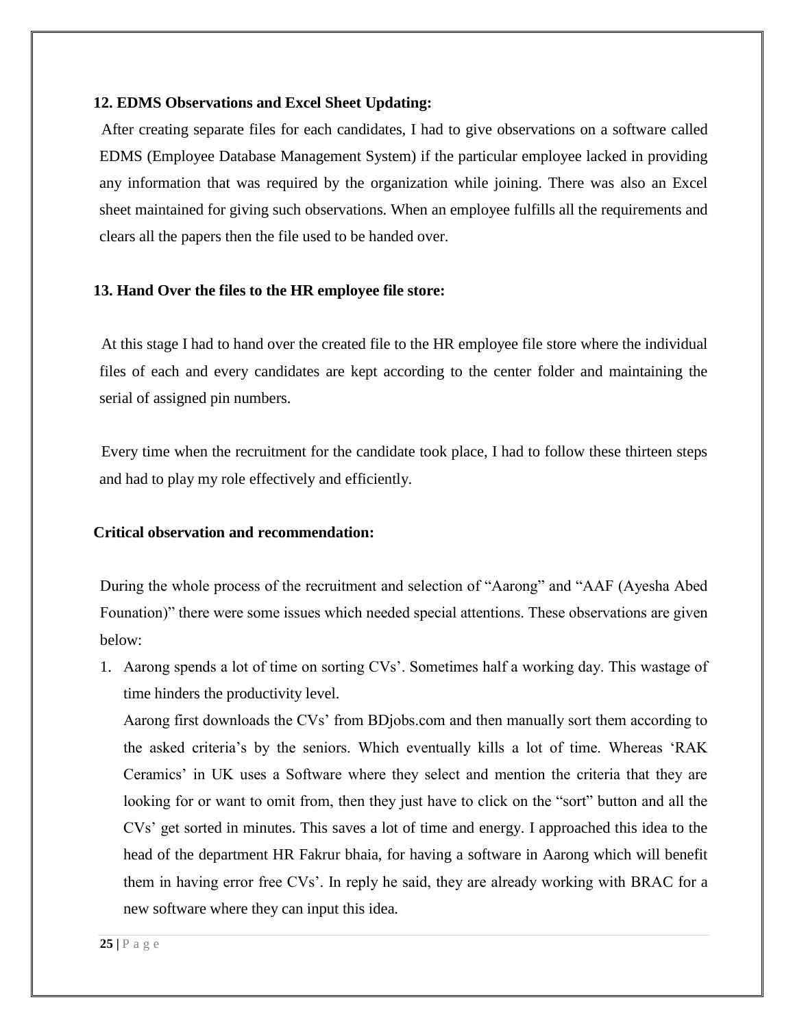**12. EDMS Observations and Excel Sheet Updating:**

After creating separate files for each candidates, I had to give observations on a software called EDMS (Employee Database Management System) if the particular employee lacked in providing any information that was required by the organization while joining. There was also an Excel sheet maintained for giving such observations. When an employee fulfills all the requirements and clears all the papers then the file used to be handed over.

**13. Hand Over the files to the HR employee file store:**

At this stage I had to hand over the created file to the HR employee file store where the individual files of each and every candidates are kept according to the center folder and maintaining the serial of assigned pin numbers.

Every time when the recruitment for the candidate took place, I had to follow these thirteen steps and had to play my role effectively and efficiently.

**Critical observation and recommendation:**

During the whole process of the recruitment and selection of “Aarong” and “AAF (Ayesha Abed Founation)” there were some issues which needed special attentions. These observations are given below:

1. Aarong spends a lot of time on sorting CVs’. Sometimes half a working day. This wastage of time hinders the productivity level.

   Aarong first downloads the CVs’ from BDjobs.com and then manually sort them according to the asked criteria’s by the seniors. Which eventually kills a lot of time. Whereas ‘RAK Ceramics’ in UK uses a Software where they select and mention the criteria that they are looking for or want to omit from, then they just have to click on the “sort” button and all the CVs’ get sorted in minutes. This saves a lot of time and energy. I approached this idea to the head of the department HR Fakrur bhaia, for having a software in Aarong which will benefit them in having error free CVs’. In reply he said, they are already working with BRAC for a new software where they can input this idea.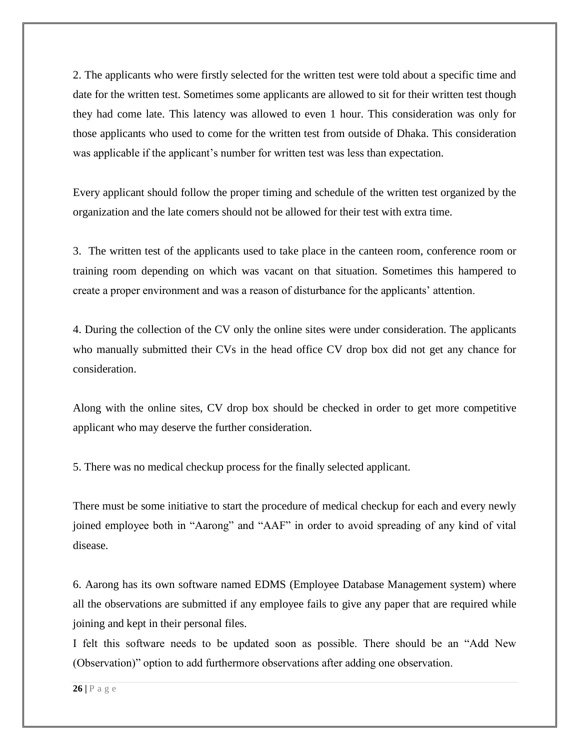2. The applicants who were firstly selected for the written test were told about a specific time and date for the written test. Sometimes some applicants are allowed to sit for their written test though they had come late. This latency was allowed to even 1 hour. This consideration was only for those applicants who used to come for the written test from outside of Dhaka. This consideration was applicable if the applicant's number for written test was less than expectation.

Every applicant should follow the proper timing and schedule of the written test organized by the organization and the late comers should not be allowed for their test with extra time.

3. The written test of the applicants used to take place in the canteen room, conference room or training room depending on which was vacant on that situation. Sometimes this hampered to create a proper environment and was a reason of disturbance for the applicants' attention.

4. During the collection of the CV only the online sites were under consideration. The applicants who manually submitted their CVs in the head office CV drop box did not get any chance for consideration.

Along with the online sites, CV drop box should be checked in order to get more competitive applicant who may deserve the further consideration.

5. There was no medical checkup process for the finally selected applicant.

There must be some initiative to start the procedure of medical checkup for each and every newly joined employee both in "Aarong" and "AAF" in order to avoid spreading of any kind of vital disease.

6. Aarong has its own software named EDMS (Employee Database Management system) where all the observations are submitted if any employee fails to give any paper that are required while joining and kept in their personal files.

I felt this software needs to be updated soon as possible. There should be an "Add New (Observation)" option to add furthermore observations after adding one observation.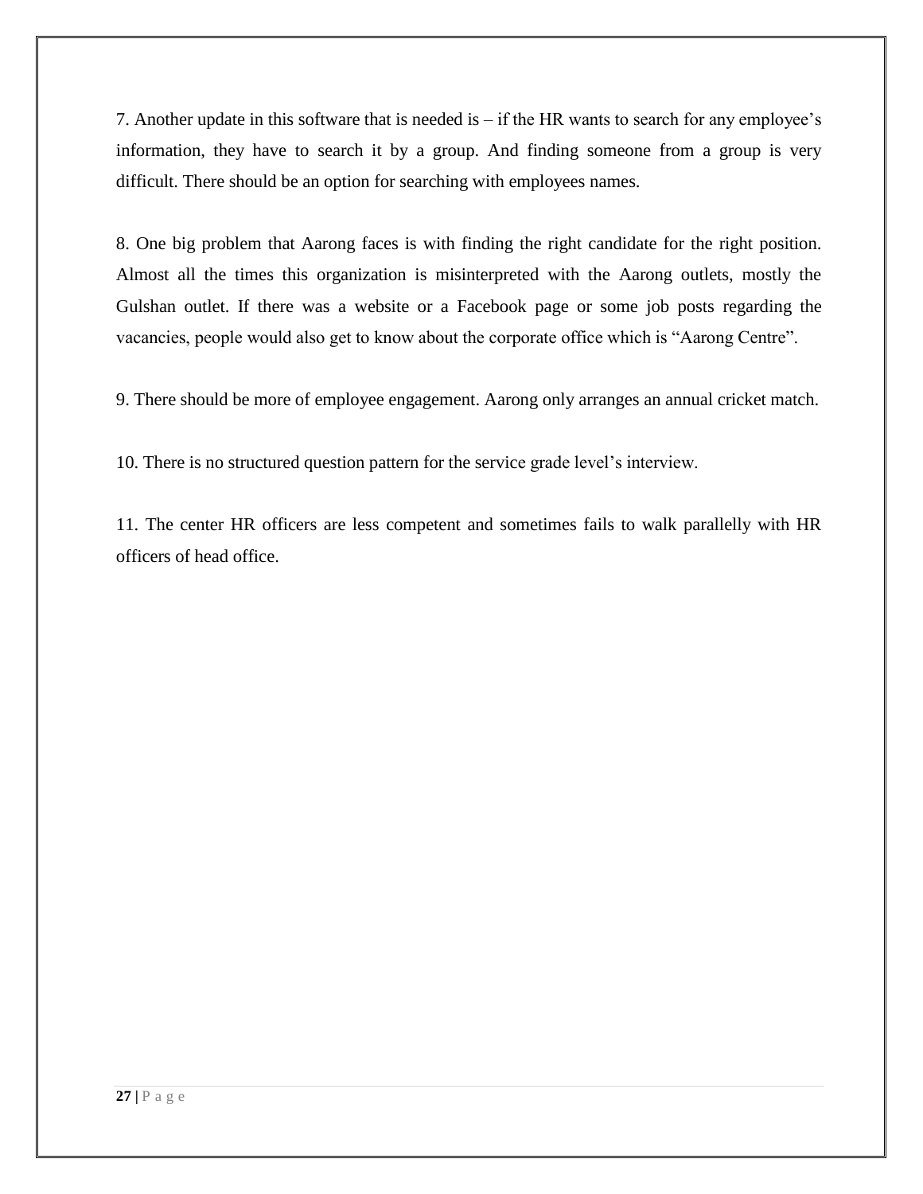7. Another update in this software that is needed is – if the HR wants to search for any employee's information, they have to search it by a group. And finding someone from a group is very difficult. There should be an option for searching with employees names.

8. One big problem that Aarong faces is with finding the right candidate for the right position. Almost all the times this organization is misinterpreted with the Aarong outlets, mostly the Gulshan outlet. If there was a website or a Facebook page or some job posts regarding the vacancies, people would also get to know about the corporate office which is "Aarong Centre".

9. There should be more of employee engagement. Aarong only arranges an annual cricket match.

10. There is no structured question pattern for the service grade level's interview.

11. The center HR officers are less competent and sometimes fails to walk parallelly with HR officers of head office.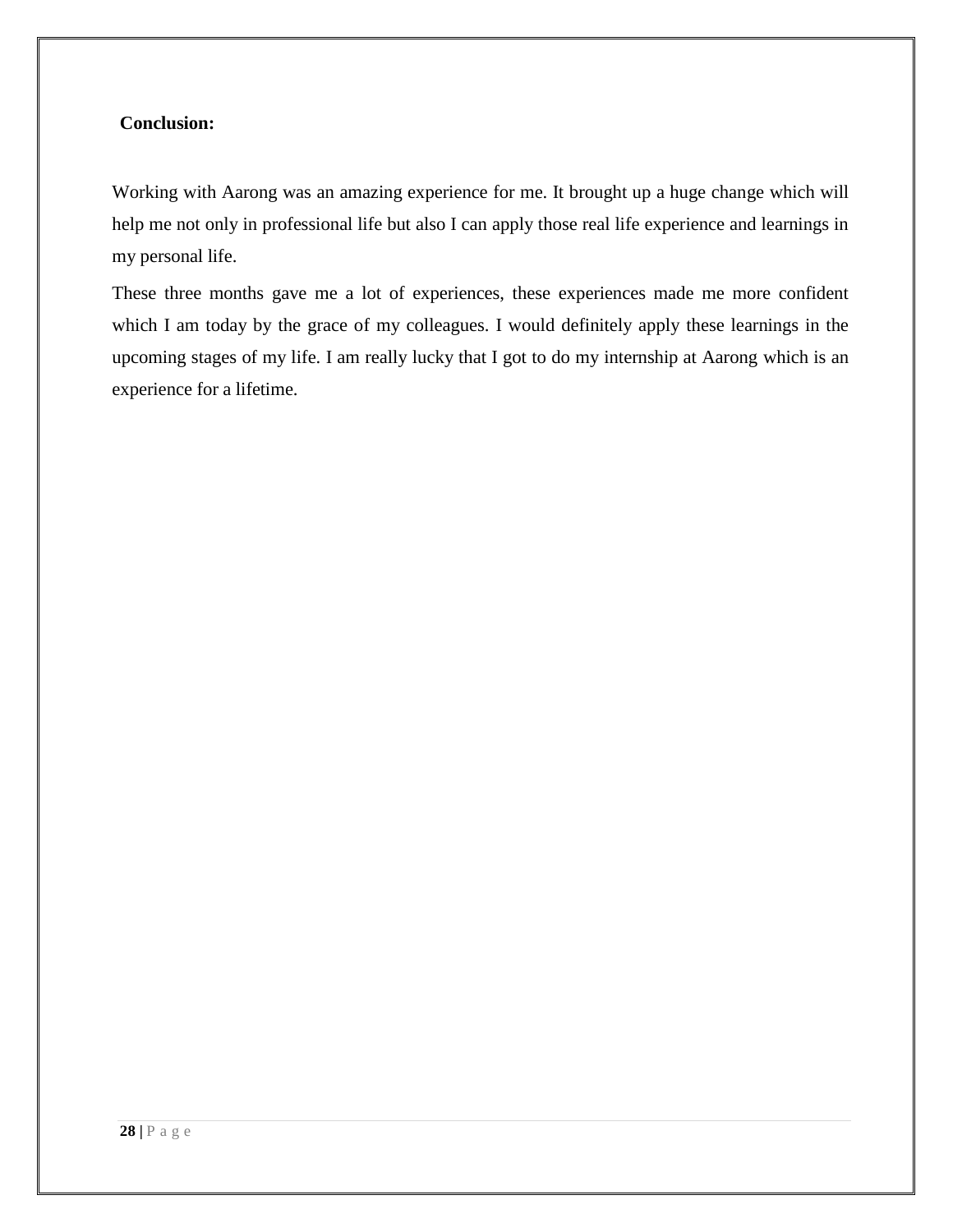**Conclusion:**

Working with Aarong was an amazing experience for me. It brought up a huge change which will help me not only in professional life but also I can apply those real life experience and learnings in my personal life.

These three months gave me a lot of experiences, these experiences made me more confident which I am today by the grace of my colleagues. I would definitely apply these learnings in the upcoming stages of my life. I am really lucky that I got to do my internship at Aarong which is an experience for a lifetime.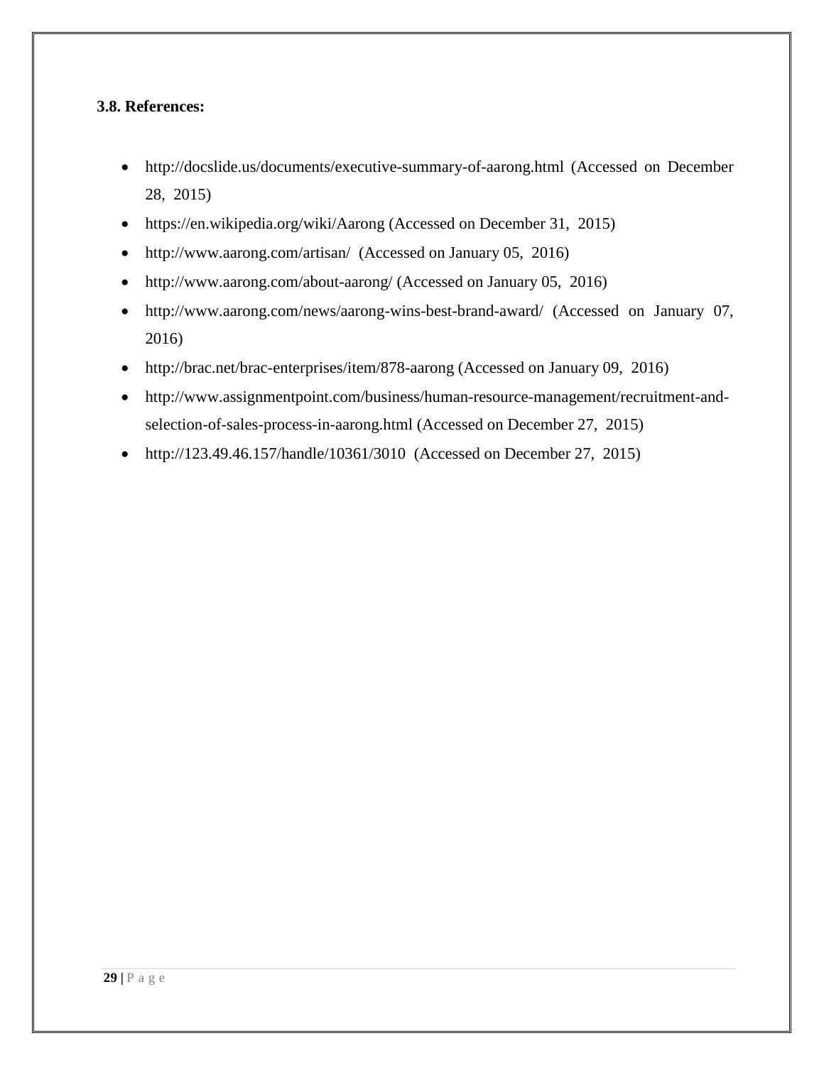### 3.8. References:

- http://docslide.us/documents/executive-summary-of-aarong.html (Accessed on December 28, 2015)
- https://en.wikipedia.org/wiki/Aarong (Accessed on December 31, 2015)
- http://www.aarong.com/artisan/ (Accessed on January 05, 2016)
- http://www.aarong.com/about-aarong/ (Accessed on January 05, 2016)
- http://www.aarong.com/news/aarong-wins-best-brand-award/ (Accessed on January 07, 2016)
- http://brac.net/brac-enterprises/item/878-aarong (Accessed on January 09, 2016)
- http://www.assignmentpoint.com/business/human-resource-management/recruitment-and-selection-of-sales-process-in-aarong.html (Accessed on December 27, 2015)
- http://123.49.46.157/handle/10361/3010 (Accessed on December 27, 2015)